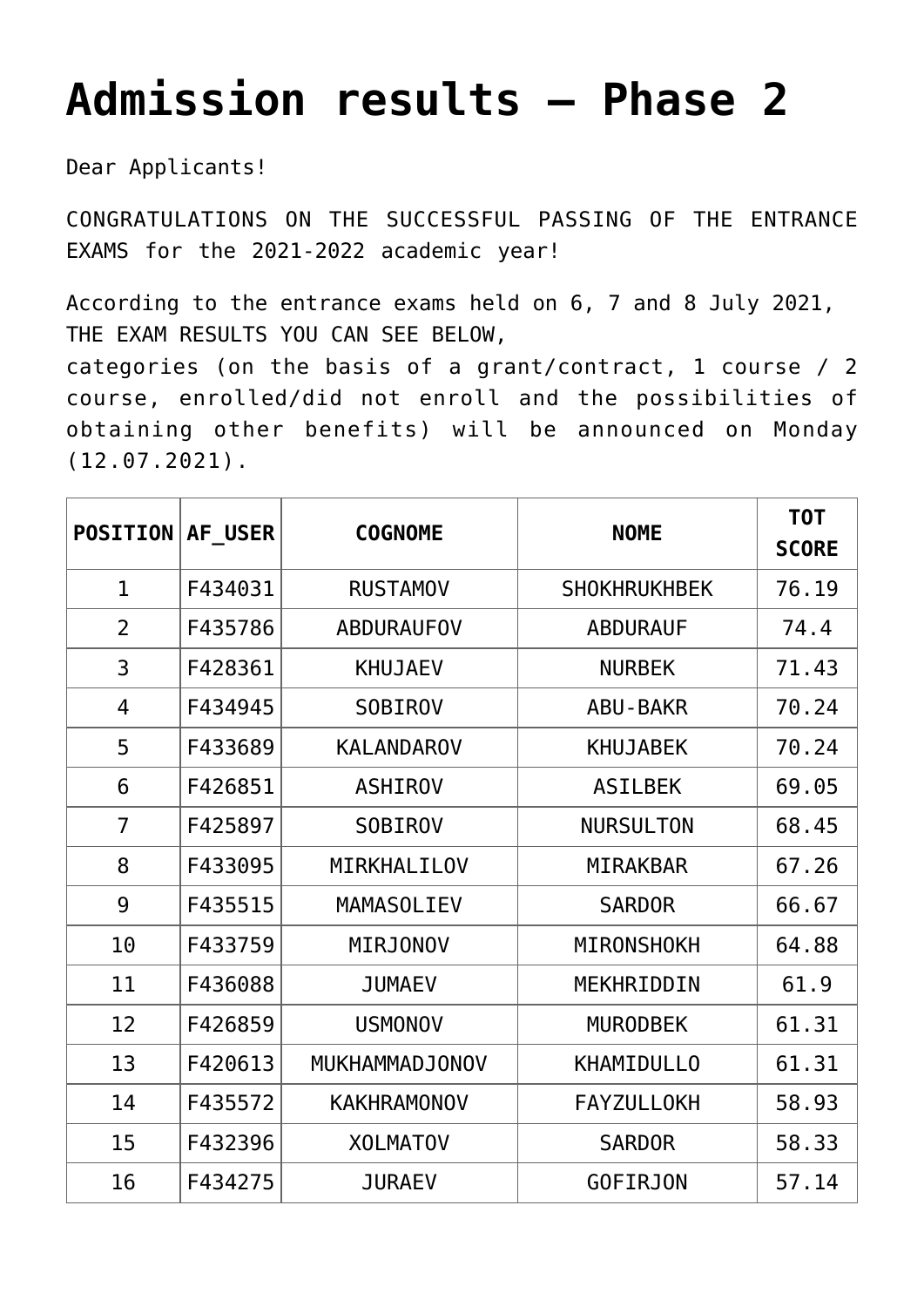# Admission results – Phase 2

Dear Applicants!

CONGRATULATIONS ON THE SUCCESSFUL PASSING OF THE ENTRANCE EXAMS for the 2021-2022 academic year!

According to the entrance exams held on 6, 7 and 8 July 2021, THE EXAM RESULTS YOU CAN SEE BELOW,
categories (on the basis of a grant/contract, 1 course / 2 course, enrolled/did not enroll and the possibilities of obtaining other benefits) will be announced on Monday (12.07.2021).

| POSITION | AF_USER | COGNOME | NOME | TOT SCORE |
|---|---|---|---|---|
| 1 | F434031 | RUSTAMOV | SHOKHRUKHBEK | 76.19 |
| 2 | F435786 | ABDURAUFOV | ABDURAUF | 74.4 |
| 3 | F428361 | KHUJAEV | NURBEK | 71.43 |
| 4 | F434945 | SOBIROV | ABU-BAKR | 70.24 |
| 5 | F433689 | KALANDAROV | KHUJABEK | 70.24 |
| 6 | F426851 | ASHIROV | ASILBEK | 69.05 |
| 7 | F425897 | SOBIROV | NURSULTON | 68.45 |
| 8 | F433095 | MIRKHALILOV | MIRAKBAR | 67.26 |
| 9 | F435515 | MAMASOLIEV | SARDOR | 66.67 |
| 10 | F433759 | MIRJONOV | MIRONSHOKH | 64.88 |
| 11 | F436088 | JUMAEV | MEKHRIDDIN | 61.9 |
| 12 | F426859 | USMONOV | MURODBEK | 61.31 |
| 13 | F420613 | MUKHAMMADJONOV | KHAMIDULLO | 61.31 |
| 14 | F435572 | KAKHRAMONOV | FAYZULLOKH | 58.93 |
| 15 | F432396 | XOLMATOV | SARDOR | 58.33 |
| 16 | F434275 | JURAEV | GOFIRJON | 57.14 |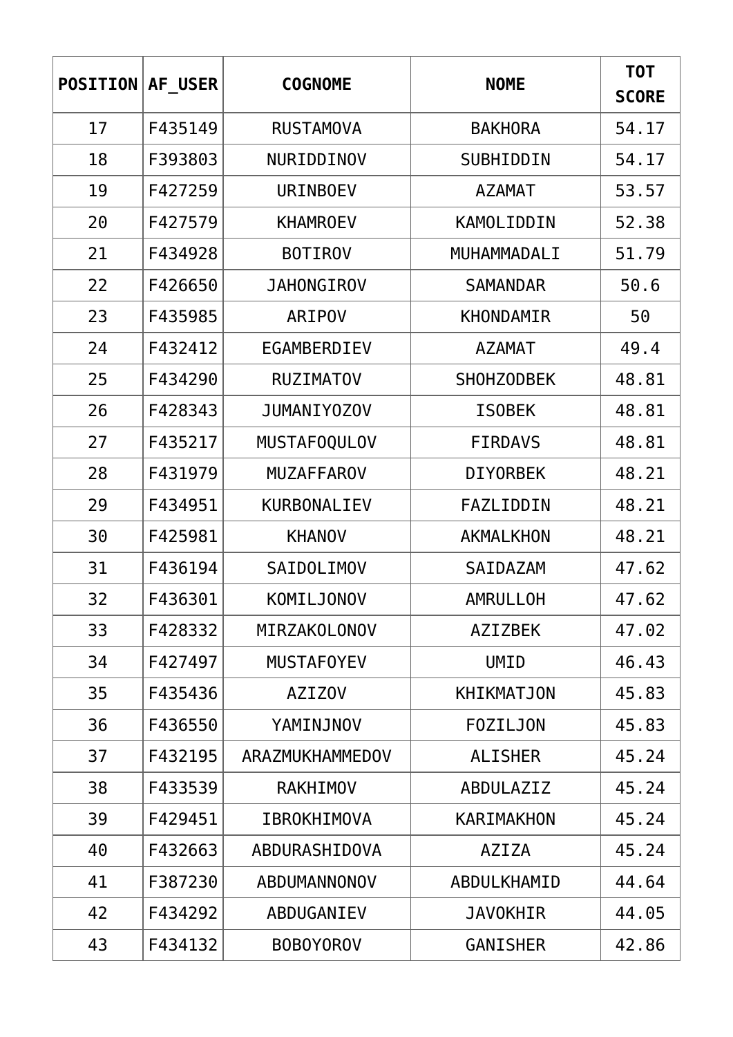| POSITION | AF_USER | COGNOME | NOME | TOT SCORE |
|---|---|---|---|---|
| 17 | F435149 | RUSTAMOVA | BAKHORA | 54.17 |
| 18 | F393803 | NURIDDINOV | SUBHIDDIN | 54.17 |
| 19 | F427259 | URINBOEV | AZAMAT | 53.57 |
| 20 | F427579 | KHAMROEV | KAMOLIDDIN | 52.38 |
| 21 | F434928 | BOTIROV | MUHAMMADALI | 51.79 |
| 22 | F426650 | JAHONGIROV | SAMANDAR | 50.6 |
| 23 | F435985 | ARIPOV | KHONDAMIR | 50 |
| 24 | F432412 | EGAMBERDIEV | AZAMAT | 49.4 |
| 25 | F434290 | RUZIMATOV | SHOHZODBEK | 48.81 |
| 26 | F428343 | JUMANIYOZOV | ISOBEK | 48.81 |
| 27 | F435217 | MUSTAFOQULOV | FIRDAVS | 48.81 |
| 28 | F431979 | MUZAFFAROV | DIYORBEK | 48.21 |
| 29 | F434951 | KURBONALIEV | FAZLIDDIN | 48.21 |
| 30 | F425981 | KHANOV | AKMALKHON | 48.21 |
| 31 | F436194 | SAIDOLIMOV | SAIDAZAM | 47.62 |
| 32 | F436301 | KOMILJONOV | AMRULLOH | 47.62 |
| 33 | F428332 | MIRZAKOLONOV | AZIZBEK | 47.02 |
| 34 | F427497 | MUSTAFOYEV | UMID | 46.43 |
| 35 | F435436 | AZIZOV | KHIKMATJON | 45.83 |
| 36 | F436550 | YAMINJNOV | FOZILJON | 45.83 |
| 37 | F432195 | ARAZMUKHAMMEDOV | ALISHER | 45.24 |
| 38 | F433539 | RAKHIMOV | ABDULAZIZ | 45.24 |
| 39 | F429451 | IBROKHIMOVA | KARIMAKHON | 45.24 |
| 40 | F432663 | ABDURASHIDOVA | AZIZA | 45.24 |
| 41 | F387230 | ABDUMANNONOV | ABDULKHAMID | 44.64 |
| 42 | F434292 | ABDUGANIEV | JAVOKHIR | 44.05 |
| 43 | F434132 | BOBOYOROV | GANISHER | 42.86 |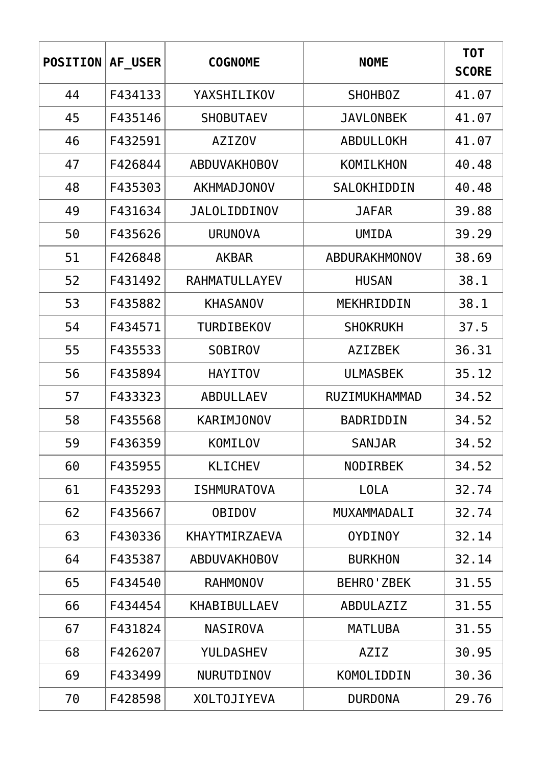| POSITION | AF_USER | COGNOME | NOME | TOT SCORE |
|---|---|---|---|---|
| 44 | F434133 | YAXSHILIKOV | SHOHBOZ | 41.07 |
| 45 | F435146 | SHOBUTAEV | JAVLONBEK | 41.07 |
| 46 | F432591 | AZIZOV | ABDULLOKH | 41.07 |
| 47 | F426844 | ABDUVAKHOBOV | KOMILKHON | 40.48 |
| 48 | F435303 | AKHMADJONOV | SALOKHIDDIN | 40.48 |
| 49 | F431634 | JALOLIDDINOV | JAFAR | 39.88 |
| 50 | F435626 | URUNOVA | UMIDA | 39.29 |
| 51 | F426848 | AKBAR | ABDURAKHMONOV | 38.69 |
| 52 | F431492 | RAHMATULLAYEV | HUSAN | 38.1 |
| 53 | F435882 | KHASANOV | MEKHRIDDIN | 38.1 |
| 54 | F434571 | TURDIBEKOV | SHOKRUKH | 37.5 |
| 55 | F435533 | SOBIROV | AZIZBEK | 36.31 |
| 56 | F435894 | HAYITOV | ULMASBEK | 35.12 |
| 57 | F433323 | ABDULLAEV | RUZIMUKHAMMAD | 34.52 |
| 58 | F435568 | KARIMJONOV | BADRIDDIN | 34.52 |
| 59 | F436359 | KOMILOV | SANJAR | 34.52 |
| 60 | F435955 | KLICHEV | NODIRBEK | 34.52 |
| 61 | F435293 | ISHMURATOVA | LOLA | 32.74 |
| 62 | F435667 | OBIDOV | MUXAMMADALI | 32.74 |
| 63 | F430336 | KHAYTMIRZAEVA | OYDINOY | 32.14 |
| 64 | F435387 | ABDUVAKHOBOV | BURKHON | 32.14 |
| 65 | F434540 | RAHMONOV | BEHRO'ZBEK | 31.55 |
| 66 | F434454 | KHABIBULLAEV | ABDULAZIZ | 31.55 |
| 67 | F431824 | NASIROVA | MATLUBA | 31.55 |
| 68 | F426207 | YULDASHEV | AZIZ | 30.95 |
| 69 | F433499 | NURUTDINOV | KOMOLIDDIN | 30.36 |
| 70 | F428598 | XOLTOJIYEVA | DURDONA | 29.76 |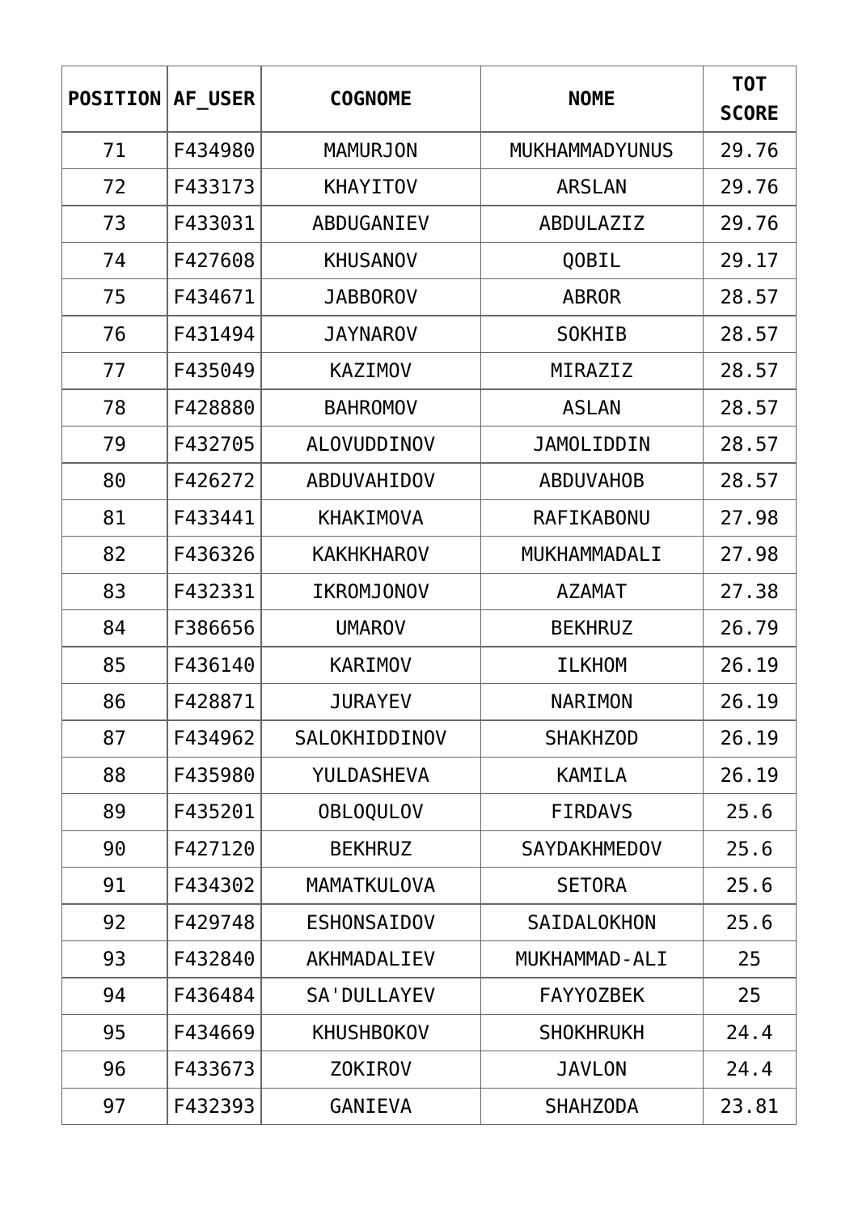| POSITION | AF_USER | COGNOME | NOME | TOT SCORE |
|---|---|---|---|---|
| 71 | F434980 | MAMURJON | MUKHAMMADYUNUS | 29.76 |
| 72 | F433173 | KHAYITOV | ARSLAN | 29.76 |
| 73 | F433031 | ABDUGANIEV | ABDULAZIZ | 29.76 |
| 74 | F427608 | KHUSANOV | QOBIL | 29.17 |
| 75 | F434671 | JABBOROV | ABROR | 28.57 |
| 76 | F431494 | JAYNAROV | SOKHIB | 28.57 |
| 77 | F435049 | KAZIMOV | MIRAZIZ | 28.57 |
| 78 | F428880 | BAHROMOV | ASLAN | 28.57 |
| 79 | F432705 | ALOVUDDINOV | JAMOLIDDIN | 28.57 |
| 80 | F426272 | ABDUVAHIDOV | ABDUVAHOB | 28.57 |
| 81 | F433441 | KHAKIMOVA | RAFIKABONU | 27.98 |
| 82 | F436326 | KAKHKHAROV | MUKHAMMADALI | 27.98 |
| 83 | F432331 | IKROMJONOV | AZAMAT | 27.38 |
| 84 | F386656 | UMAROV | BEKHRUZ | 26.79 |
| 85 | F436140 | KARIMOV | ILKHOM | 26.19 |
| 86 | F428871 | JURAYEV | NARIMON | 26.19 |
| 87 | F434962 | SALOKHIDDINOV | SHAKHZOD | 26.19 |
| 88 | F435980 | YULDASHEVA | KAMILA | 26.19 |
| 89 | F435201 | OBLOQULOV | FIRDAVS | 25.6 |
| 90 | F427120 | BEKHRUZ | SAYDAKHMEDOV | 25.6 |
| 91 | F434302 | MAMATKULOVA | SETORA | 25.6 |
| 92 | F429748 | ESHONSAIDOV | SAIDALOKHON | 25.6 |
| 93 | F432840 | AKHMADALIEV | MUKHAMMAD-ALI | 25 |
| 94 | F436484 | SA'DULLAYEV | FAYYOZBEK | 25 |
| 95 | F434669 | KHUSHBOKOV | SHOKHRUKH | 24.4 |
| 96 | F433673 | ZOKIROV | JAVLON | 24.4 |
| 97 | F432393 | GANIEVA | SHAHZODA | 23.81 |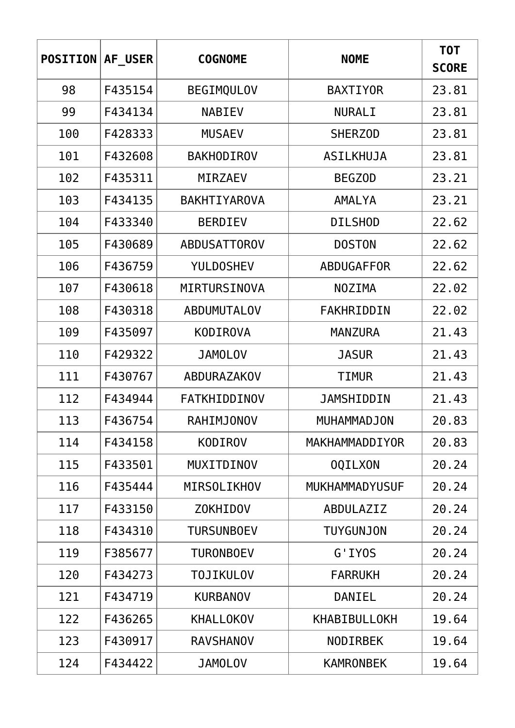| POSITION | AF_USER | COGNOME | NOME | TOT SCORE |
|---|---|---|---|---|
| 98 | F435154 | BEGIMQULOV | BAXTIYOR | 23.81 |
| 99 | F434134 | NABIEV | NURALI | 23.81 |
| 100 | F428333 | MUSAEV | SHERZOD | 23.81 |
| 101 | F432608 | BAKHODIROV | ASILKHUJA | 23.81 |
| 102 | F435311 | MIRZAEV | BEGZOD | 23.21 |
| 103 | F434135 | BAKHTIYAROVA | AMALYA | 23.21 |
| 104 | F433340 | BERDIEV | DILSHOD | 22.62 |
| 105 | F430689 | ABDUSATTOROV | DOSTON | 22.62 |
| 106 | F436759 | YULDOSHEV | ABDUGAFFOR | 22.62 |
| 107 | F430618 | MIRTURSINOVA | NOZIMA | 22.02 |
| 108 | F430318 | ABDUMUTALOV | FAKHRIDDIN | 22.02 |
| 109 | F435097 | KODIROVA | MANZURA | 21.43 |
| 110 | F429322 | JAMOLOV | JASUR | 21.43 |
| 111 | F430767 | ABDURAZAKOV | TIMUR | 21.43 |
| 112 | F434944 | FATKHIDDINOV | JAMSHIDDIN | 21.43 |
| 113 | F436754 | RAHIMJONOV | MUHAMMADJON | 20.83 |
| 114 | F434158 | KODIROV | MAKHAMMADDIYOR | 20.83 |
| 115 | F433501 | MUXITDINOV | OQILXON | 20.24 |
| 116 | F435444 | MIRSOLIKHOV | MUKHAMMADYUSUF | 20.24 |
| 117 | F433150 | ZOKHIDOV | ABDULAZIZ | 20.24 |
| 118 | F434310 | TURSUNBOEV | TUYGUNJON | 20.24 |
| 119 | F385677 | TURONBOEV | G'IYOS | 20.24 |
| 120 | F434273 | TOJIKULOV | FARRUKH | 20.24 |
| 121 | F434719 | KURBANOV | DANIEL | 20.24 |
| 122 | F436265 | KHALLOKOV | KHABIBULLOKH | 19.64 |
| 123 | F430917 | RAVSHANOV | NODIRBEK | 19.64 |
| 124 | F434422 | JAMOLOV | KAMRONBEK | 19.64 |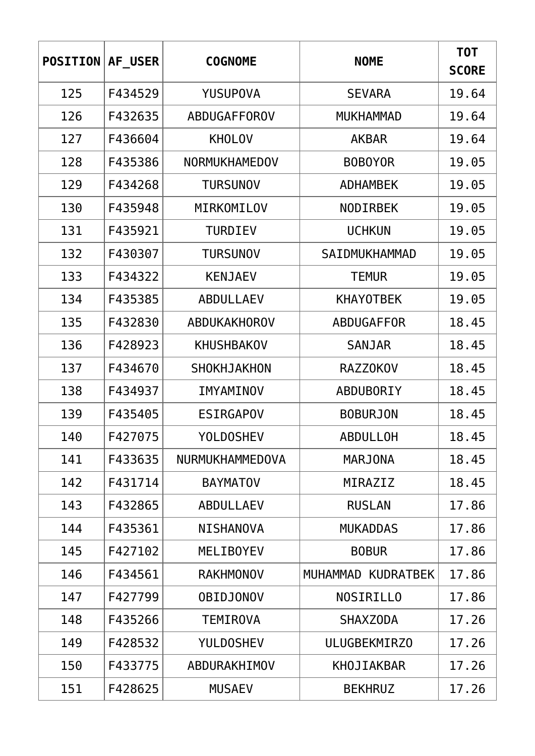| POSITION | AF_USER | COGNOME | NOME | TOT SCORE |
|---|---|---|---|---|
| 125 | F434529 | YUSUPOVA | SEVARA | 19.64 |
| 126 | F432635 | ABDUGAFFOROV | MUKHAMMAD | 19.64 |
| 127 | F436604 | KHOLOV | AKBAR | 19.64 |
| 128 | F435386 | NORMUKHAMEDOV | BOBOYOR | 19.05 |
| 129 | F434268 | TURSUNOV | ADHAMBEK | 19.05 |
| 130 | F435948 | MIRKOMILOV | NODIRBEK | 19.05 |
| 131 | F435921 | TURDIEV | UCHKUN | 19.05 |
| 132 | F430307 | TURSUNOV | SAIDMUKHAMMAD | 19.05 |
| 133 | F434322 | KENJAEV | TEMUR | 19.05 |
| 134 | F435385 | ABDULLAEV | KHAYOTBEK | 19.05 |
| 135 | F432830 | ABDUKAKHOROV | ABDUGAFFOR | 18.45 |
| 136 | F428923 | KHUSHBAKOV | SANJAR | 18.45 |
| 137 | F434670 | SHOKHJAKHON | RAZZOKOV | 18.45 |
| 138 | F434937 | IMYAMINOV | ABDUBORIY | 18.45 |
| 139 | F435405 | ESIRGAPOV | BOBURJON | 18.45 |
| 140 | F427075 | YOLDOSHEV | ABDULLOH | 18.45 |
| 141 | F433635 | NURMUKHAMMEDOVA | MARJONA | 18.45 |
| 142 | F431714 | BAYMATOV | MIRAZIZ | 18.45 |
| 143 | F432865 | ABDULLAEV | RUSLAN | 17.86 |
| 144 | F435361 | NISHANOVA | MUKADDAS | 17.86 |
| 145 | F427102 | MELIBOYEV | BOBUR | 17.86 |
| 146 | F434561 | RAKHMONOV | MUHAMMAD KUDRATBEK | 17.86 |
| 147 | F427799 | OBIDJONOV | NOSIRILLO | 17.86 |
| 148 | F435266 | TEMIROVA | SHAXZODA | 17.26 |
| 149 | F428532 | YULDOSHEV | ULUGBEKMIRZO | 17.26 |
| 150 | F433775 | ABDURAKHIMOV | KHOJIAKBAR | 17.26 |
| 151 | F428625 | MUSAEV | BEKHRUZ | 17.26 |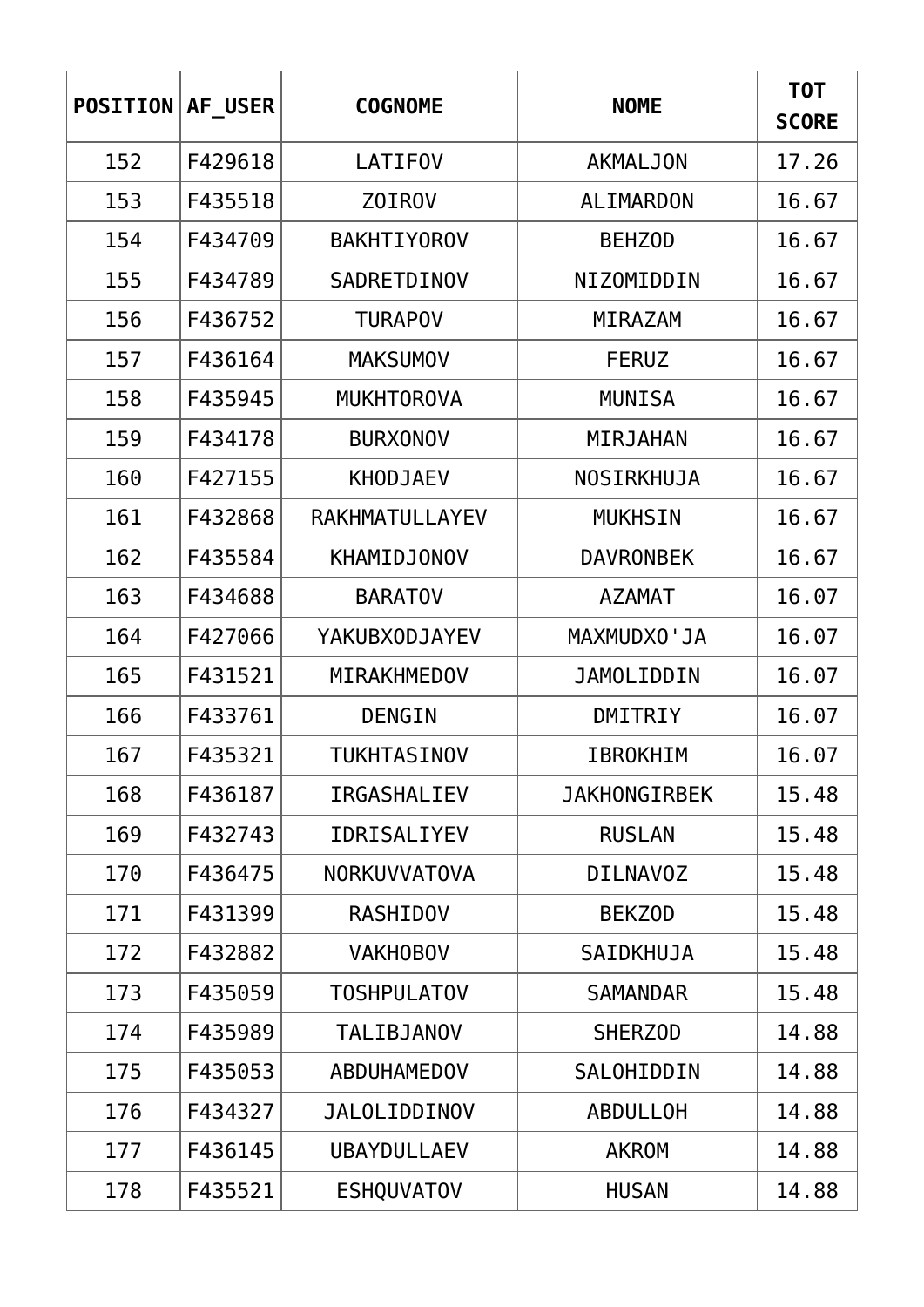| POSITION | AF_USER | COGNOME | NOME | TOT SCORE |
|---|---|---|---|---|
| 152 | F429618 | LATIFOV | AKMALJON | 17.26 |
| 153 | F435518 | ZOIROV | ALIMARDON | 16.67 |
| 154 | F434709 | BAKHTIYOROV | BEHZOD | 16.67 |
| 155 | F434789 | SADRETDINOV | NIZOMIDDIN | 16.67 |
| 156 | F436752 | TURAPOV | MIRAZAM | 16.67 |
| 157 | F436164 | MAKSUMOV | FERUZ | 16.67 |
| 158 | F435945 | MUKHTOROVA | MUNISA | 16.67 |
| 159 | F434178 | BURXONOV | MIRJAHAN | 16.67 |
| 160 | F427155 | KHODJAEV | NOSIRKHUJA | 16.67 |
| 161 | F432868 | RAKHMATULLAYEV | MUKHSIN | 16.67 |
| 162 | F435584 | KHAMIDJONOV | DAVRONBEK | 16.67 |
| 163 | F434688 | BARATOV | AZAMAT | 16.07 |
| 164 | F427066 | YAKUBXODJAYEV | MAXMUDXO'JA | 16.07 |
| 165 | F431521 | MIRAKHMEDOV | JAMOLIDDIN | 16.07 |
| 166 | F433761 | DENGIN | DMITRIY | 16.07 |
| 167 | F435321 | TUKHTASINOV | IBROKHIM | 16.07 |
| 168 | F436187 | IRGASHALIEV | JAKHONGIRBEK | 15.48 |
| 169 | F432743 | IDRISALIYEV | RUSLAN | 15.48 |
| 170 | F436475 | NORKUVVATOVA | DILNAVOZ | 15.48 |
| 171 | F431399 | RASHIDOV | BEKZOD | 15.48 |
| 172 | F432882 | VAKHOBOV | SAIDKHUJA | 15.48 |
| 173 | F435059 | TOSHPULATOV | SAMANDAR | 15.48 |
| 174 | F435989 | TALIBJANOV | SHERZOD | 14.88 |
| 175 | F435053 | ABDUHAMEDOV | SALOHIDDIN | 14.88 |
| 176 | F434327 | JALOLIDDINOV | ABDULLOH | 14.88 |
| 177 | F436145 | UBAYDULLAEV | AKROM | 14.88 |
| 178 | F435521 | ESHQUVATOV | HUSAN | 14.88 |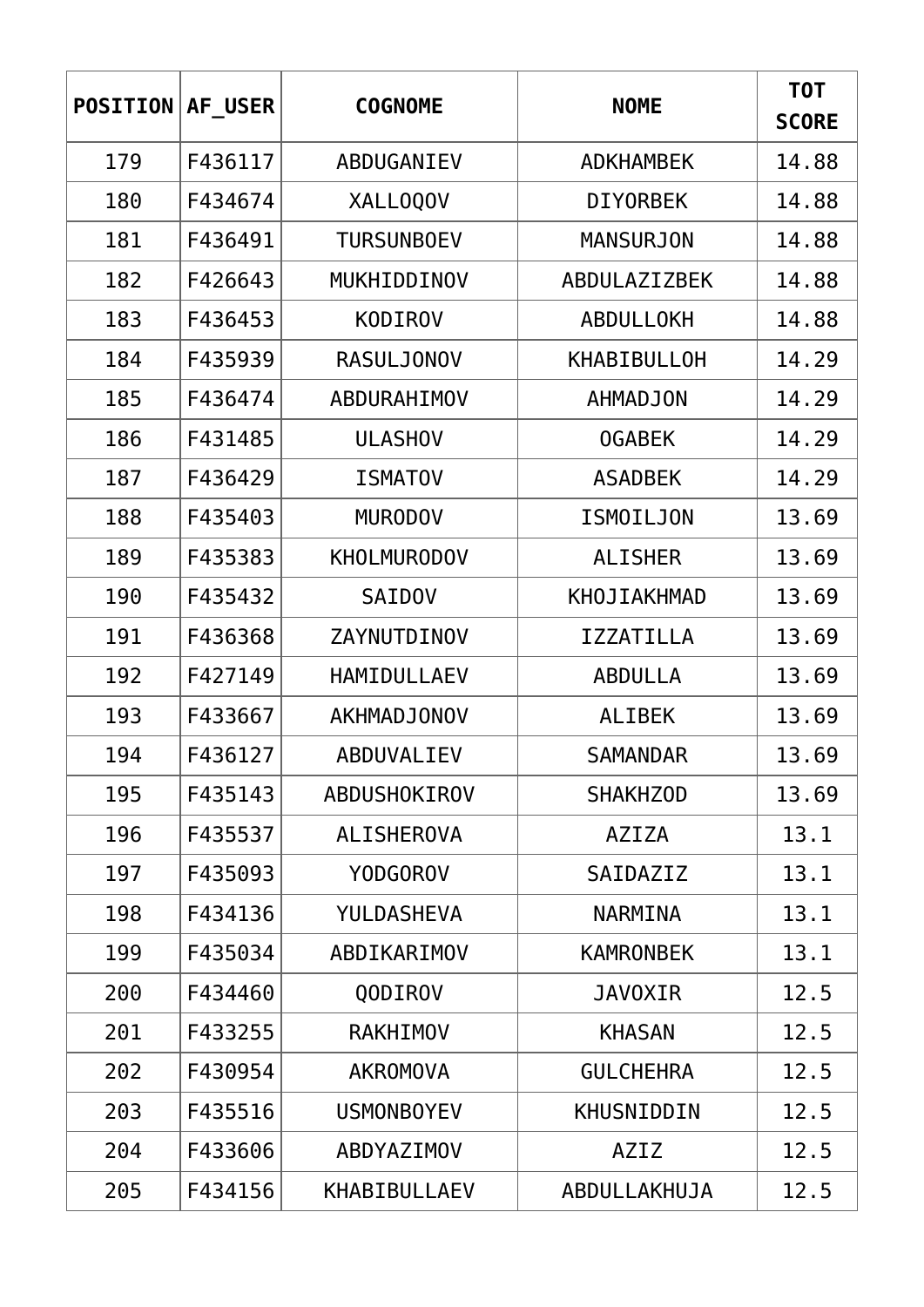| POSITION | AF_USER | COGNOME | NOME | TOT SCORE |
|---|---|---|---|---|
| 179 | F436117 | ABDUGANIEV | ADKHAMBEK | 14.88 |
| 180 | F434674 | XALLOQOV | DIYORBEK | 14.88 |
| 181 | F436491 | TURSUNBOEV | MANSURJON | 14.88 |
| 182 | F426643 | MUKHIDDINOV | ABDULAZIZBEK | 14.88 |
| 183 | F436453 | KODIROV | ABDULLOKH | 14.88 |
| 184 | F435939 | RASULJONOV | KHABIBULLOH | 14.29 |
| 185 | F436474 | ABDURAHIMOV | AHMADJON | 14.29 |
| 186 | F431485 | ULASHOV | OGABEK | 14.29 |
| 187 | F436429 | ISMATOV | ASADBEK | 14.29 |
| 188 | F435403 | MURODOV | ISMOILJON | 13.69 |
| 189 | F435383 | KHOLMURODOV | ALISHER | 13.69 |
| 190 | F435432 | SAIDOV | KHOJIAKHMAD | 13.69 |
| 191 | F436368 | ZAYNUTDINOV | IZZATILLA | 13.69 |
| 192 | F427149 | HAMIDULLAEV | ABDULLA | 13.69 |
| 193 | F433667 | AKHMADJONOV | ALIBEK | 13.69 |
| 194 | F436127 | ABDUVALIEV | SAMANDAR | 13.69 |
| 195 | F435143 | ABDUSHOKIROV | SHAKHZOD | 13.69 |
| 196 | F435537 | ALISHEROVA | AZIZA | 13.1 |
| 197 | F435093 | YODGOROV | SAIDAZIZ | 13.1 |
| 198 | F434136 | YULDASHEVA | NARMINA | 13.1 |
| 199 | F435034 | ABDIKARIMOV | KAMRONBEK | 13.1 |
| 200 | F434460 | QODIROV | JAVOXIR | 12.5 |
| 201 | F433255 | RAKHIMOV | KHASAN | 12.5 |
| 202 | F430954 | AKROMOVA | GULCHEHRA | 12.5 |
| 203 | F435516 | USMONBOYEV | KHUSNIDDIN | 12.5 |
| 204 | F433606 | ABDYAZIMOV | AZIZ | 12.5 |
| 205 | F434156 | KHABIBULLAEV | ABDULLAKHUJA | 12.5 |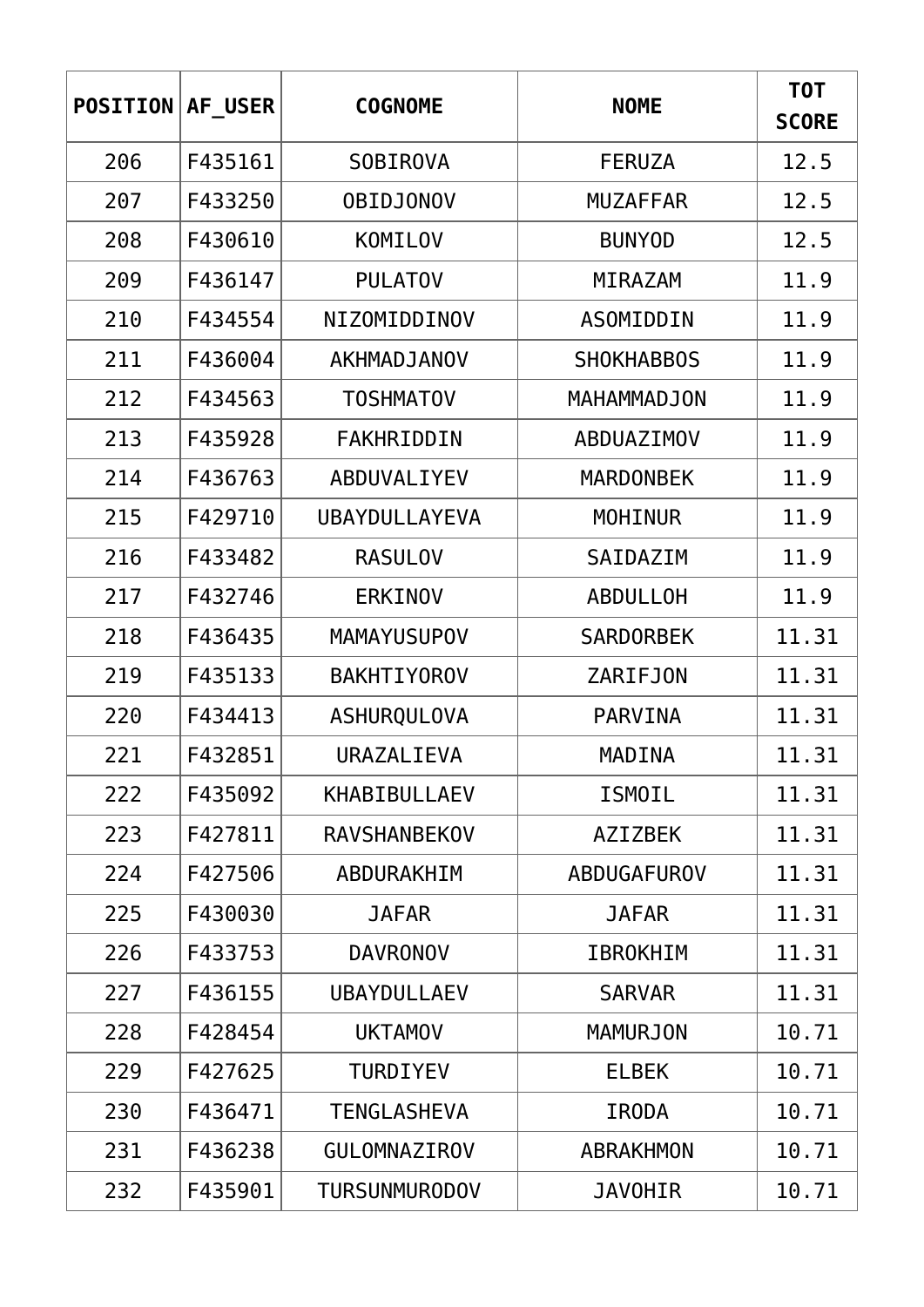| POSITION | AF_USER | COGNOME | NOME | TOT SCORE |
|---|---|---|---|---|
| 206 | F435161 | SOBIROVA | FERUZA | 12.5 |
| 207 | F433250 | OBIDJONOV | MUZAFFAR | 12.5 |
| 208 | F430610 | KOMILOV | BUNYOD | 12.5 |
| 209 | F436147 | PULATOV | MIRAZAM | 11.9 |
| 210 | F434554 | NIZOMIDDINOV | ASOMIDDIN | 11.9 |
| 211 | F436004 | AKHMADJANOV | SHOKHABBOS | 11.9 |
| 212 | F434563 | TOSHMATOV | MAHAMMADJON | 11.9 |
| 213 | F435928 | FAKHRIDDIN | ABDUAZIMOV | 11.9 |
| 214 | F436763 | ABDUVALIYEV | MARDONBEK | 11.9 |
| 215 | F429710 | UBAYDULLAYEVA | MOHINUR | 11.9 |
| 216 | F433482 | RASULOV | SAIDAZIM | 11.9 |
| 217 | F432746 | ERKINOV | ABDULLOH | 11.9 |
| 218 | F436435 | MAMAYUSUPOV | SARDORBEK | 11.31 |
| 219 | F435133 | BAKHTIYOROV | ZARIFJON | 11.31 |
| 220 | F434413 | ASHURQULOVA | PARVINA | 11.31 |
| 221 | F432851 | URAZALIEVA | MADINA | 11.31 |
| 222 | F435092 | KHABIBULLAEV | ISMOIL | 11.31 |
| 223 | F427811 | RAVSHANBEKOV | AZIZBEK | 11.31 |
| 224 | F427506 | ABDURAKHIM | ABDUGAFUROV | 11.31 |
| 225 | F430030 | JAFAR | JAFAR | 11.31 |
| 226 | F433753 | DAVRONOV | IBROKHIM | 11.31 |
| 227 | F436155 | UBAYDULLAEV | SARVAR | 11.31 |
| 228 | F428454 | UKTAMOV | MAMURJON | 10.71 |
| 229 | F427625 | TURDIYEV | ELBEK | 10.71 |
| 230 | F436471 | TENGLASHEVA | IRODA | 10.71 |
| 231 | F436238 | GULOMNAZIROV | ABRAKHMON | 10.71 |
| 232 | F435901 | TURSUNMURODOV | JAVOHIR | 10.71 |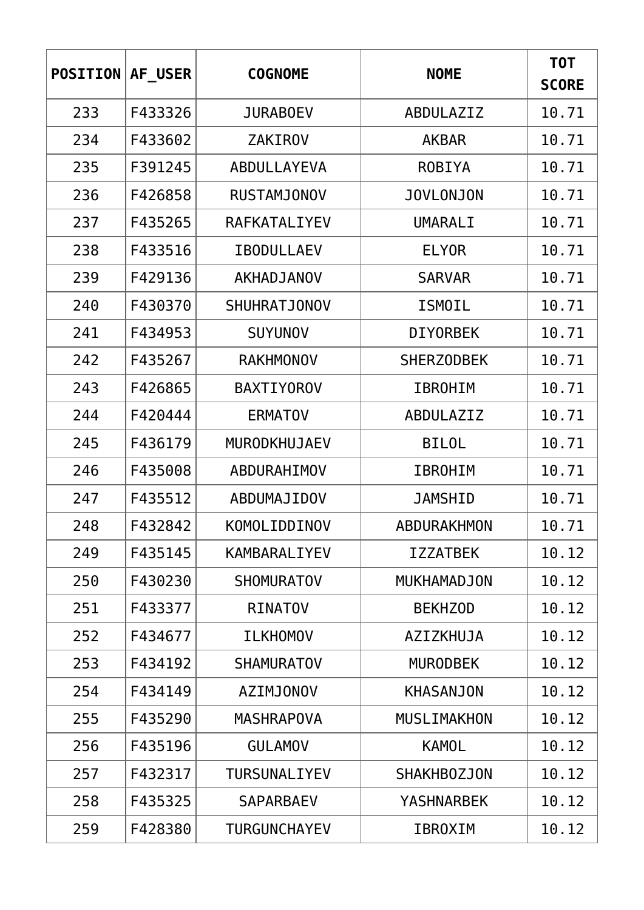| POSITION | AF_USER | COGNOME | NOME | TOT SCORE |
|---|---|---|---|---|
| 233 | F433326 | JURABOEV | ABDULAZIZ | 10.71 |
| 234 | F433602 | ZAKIROV | AKBAR | 10.71 |
| 235 | F391245 | ABDULLAYEVA | ROBIYA | 10.71 |
| 236 | F426858 | RUSTAMJONOV | JOVLONJON | 10.71 |
| 237 | F435265 | RAFKATALIYEV | UMARALI | 10.71 |
| 238 | F433516 | IBODULLAEV | ELYOR | 10.71 |
| 239 | F429136 | AKHADJANOV | SARVAR | 10.71 |
| 240 | F430370 | SHUHRATJONOV | ISMOIL | 10.71 |
| 241 | F434953 | SUYUNOV | DIYORBEK | 10.71 |
| 242 | F435267 | RAKHMONOV | SHERZODBEK | 10.71 |
| 243 | F426865 | BAXTIYOROV | IBROHIM | 10.71 |
| 244 | F420444 | ERMATOV | ABDULAZIZ | 10.71 |
| 245 | F436179 | MURODKHUJAEV | BILOL | 10.71 |
| 246 | F435008 | ABDURAHIMOV | IBROHIM | 10.71 |
| 247 | F435512 | ABDUMAJIDOV | JAMSHID | 10.71 |
| 248 | F432842 | KOMOLIDDINOV | ABDURAKHMON | 10.71 |
| 249 | F435145 | KAMBARALIYEV | IZZATBEK | 10.12 |
| 250 | F430230 | SHOMURATOV | MUKHAMADJON | 10.12 |
| 251 | F433377 | RINATOV | BEKHZOD | 10.12 |
| 252 | F434677 | ILKHOMOV | AZIZKHUJA | 10.12 |
| 253 | F434192 | SHAMURATOV | MURODBEK | 10.12 |
| 254 | F434149 | AZIMJONOV | KHASANJON | 10.12 |
| 255 | F435290 | MASHRAPOVA | MUSLIMAKHON | 10.12 |
| 256 | F435196 | GULAMOV | KAMOL | 10.12 |
| 257 | F432317 | TURSUNALIYEV | SHAKHBOZJON | 10.12 |
| 258 | F435325 | SAPARBAEV | YASHNARBEK | 10.12 |
| 259 | F428380 | TURGUNCHAYEV | IBROXIM | 10.12 |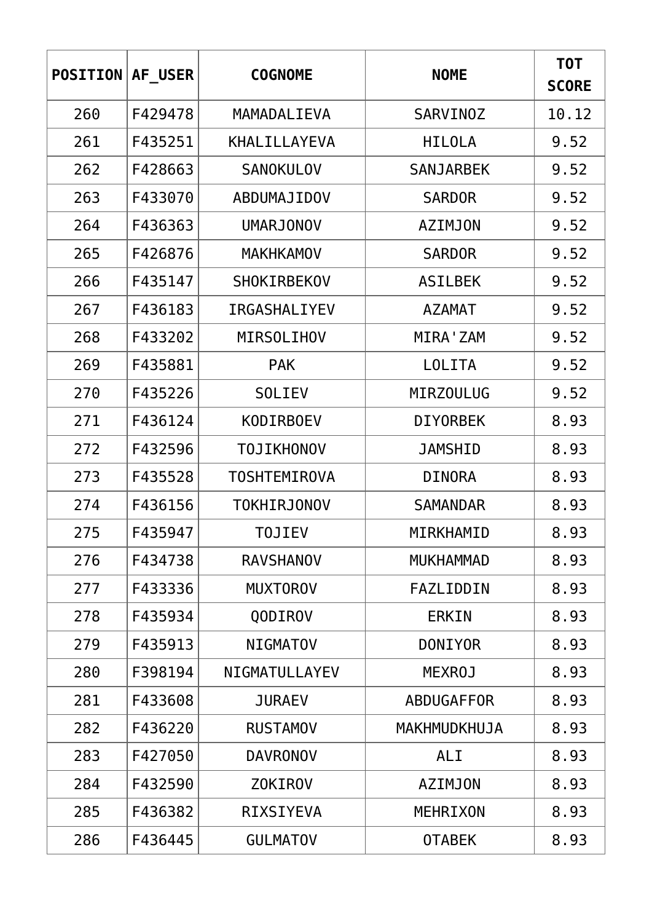| POSITION | AF_USER | COGNOME | NOME | TOT SCORE |
| --- | --- | --- | --- | --- |
| 260 | F429478 | MAMADALIEVA | SARVINOZ | 10.12 |
| 261 | F435251 | KHALILLAYEVA | HILOLA | 9.52 |
| 262 | F428663 | SANOKULOV | SANJARBEK | 9.52 |
| 263 | F433070 | ABDUMAJIDOV | SARDOR | 9.52 |
| 264 | F436363 | UMARJONOV | AZIMJON | 9.52 |
| 265 | F426876 | MAKHKAMOV | SARDOR | 9.52 |
| 266 | F435147 | SHOKIRBEKOV | ASILBEK | 9.52 |
| 267 | F436183 | IRGASHALIYEV | AZAMAT | 9.52 |
| 268 | F433202 | MIRSOLIHOV | MIRA'ZAM | 9.52 |
| 269 | F435881 | PAK | LOLITA | 9.52 |
| 270 | F435226 | SOLIEV | MIRZOULUG | 9.52 |
| 271 | F436124 | KODIRBOEV | DIYORBEK | 8.93 |
| 272 | F432596 | TOJIKHONOV | JAMSHID | 8.93 |
| 273 | F435528 | TOSHTEMIROVA | DINORA | 8.93 |
| 274 | F436156 | TOKHIRJONOV | SAMANDAR | 8.93 |
| 275 | F435947 | TOJIEV | MIRKHAMID | 8.93 |
| 276 | F434738 | RAVSHANOV | MUKHAMMAD | 8.93 |
| 277 | F433336 | MUXTOROV | FAZLIDDIN | 8.93 |
| 278 | F435934 | QODIROV | ERKIN | 8.93 |
| 279 | F435913 | NIGMATOV | DONIYOR | 8.93 |
| 280 | F398194 | NIGMATULLAYEV | MEXROJ | 8.93 |
| 281 | F433608 | JURAEV | ABDUGAFFOR | 8.93 |
| 282 | F436220 | RUSTAMOV | MAKHMUDKHUJA | 8.93 |
| 283 | F427050 | DAVRONOV | ALI | 8.93 |
| 284 | F432590 | ZOKIROV | AZIMJON | 8.93 |
| 285 | F436382 | RIXSIYEVA | MEHRIXON | 8.93 |
| 286 | F436445 | GULMATOV | OTABEK | 8.93 |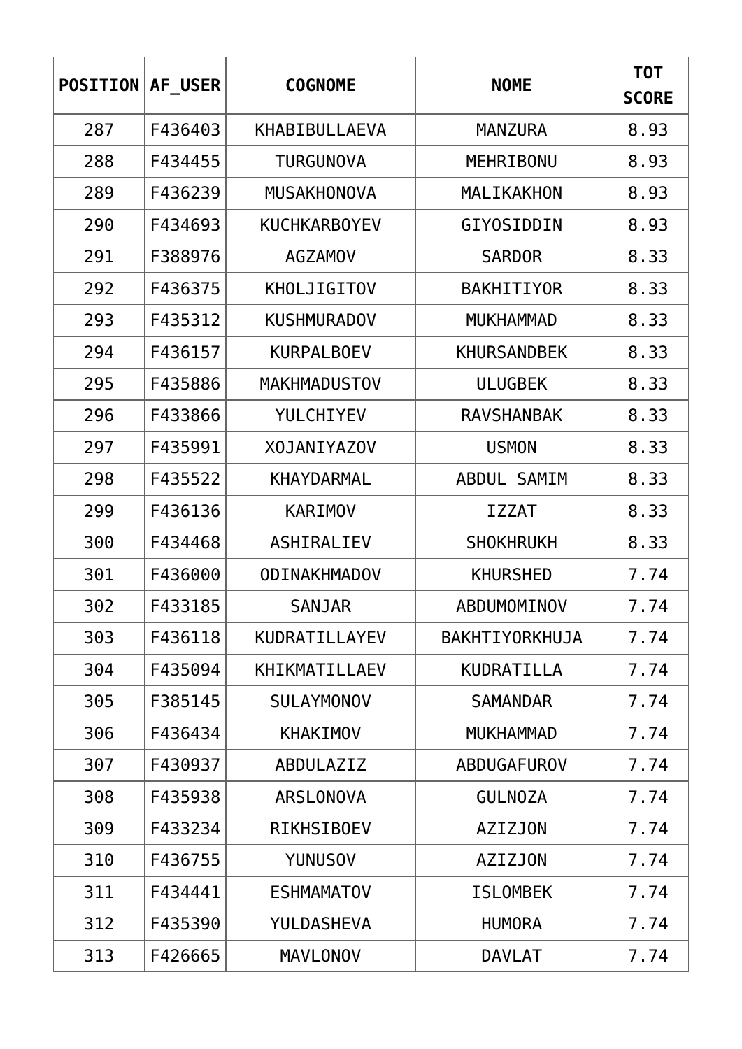| POSITION | AF_USER | COGNOME | NOME | TOT SCORE |
|---|---|---|---|---|
| 287 | F436403 | KHABIBULLAEVA | MANZURA | 8.93 |
| 288 | F434455 | TURGUNOVA | MEHRIBONU | 8.93 |
| 289 | F436239 | MUSAKHONOVA | MALIKAKHON | 8.93 |
| 290 | F434693 | KUCHKARBOYEV | GIYOSIDDIN | 8.93 |
| 291 | F388976 | AGZAMOV | SARDOR | 8.33 |
| 292 | F436375 | KHOLJIGITOV | BAKHITIYOR | 8.33 |
| 293 | F435312 | KUSHMURADOV | MUKHAMMAD | 8.33 |
| 294 | F436157 | KURPALBOEV | KHURSANDBEK | 8.33 |
| 295 | F435886 | MAKHMADUSTOV | ULUGBEK | 8.33 |
| 296 | F433866 | YULCHIYEV | RAVSHANBAK | 8.33 |
| 297 | F435991 | XOJANIYAZOV | USMON | 8.33 |
| 298 | F435522 | KHAYDARMAL | ABDUL SAMIM | 8.33 |
| 299 | F436136 | KARIMOV | IZZAT | 8.33 |
| 300 | F434468 | ASHIRALIEV | SHOKHRUKH | 8.33 |
| 301 | F436000 | ODINAKHMADOV | KHURSHED | 7.74 |
| 302 | F433185 | SANJAR | ABDUMOMINOV | 7.74 |
| 303 | F436118 | KUDRATILLAYEV | BAKHTIYORKHUJA | 7.74 |
| 304 | F435094 | KHIKMATILLAEV | KUDRATILLA | 7.74 |
| 305 | F385145 | SULAYMONOV | SAMANDAR | 7.74 |
| 306 | F436434 | KHAKIMOV | MUKHAMMAD | 7.74 |
| 307 | F430937 | ABDULAZIZ | ABDUGAFUROV | 7.74 |
| 308 | F435938 | ARSLONOVA | GULNOZA | 7.74 |
| 309 | F433234 | RIKHSIBOEV | AZIZJON | 7.74 |
| 310 | F436755 | YUNUSOV | AZIZJON | 7.74 |
| 311 | F434441 | ESHMAMATOV | ISLOMBEK | 7.74 |
| 312 | F435390 | YULDASHEVA | HUMORA | 7.74 |
| 313 | F426665 | MAVLONOV | DAVLAT | 7.74 |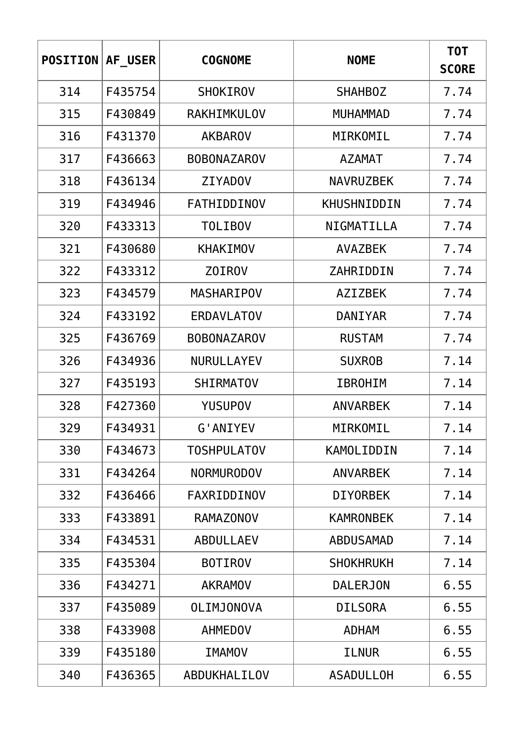| POSITION | AF_USER | COGNOME | NOME | TOT SCORE |
|---|---|---|---|---|
| 314 | F435754 | SHOKIROV | SHAHBOZ | 7.74 |
| 315 | F430849 | RAKHIMKULOV | MUHAMMAD | 7.74 |
| 316 | F431370 | AKBAROV | MIRKOMIL | 7.74 |
| 317 | F436663 | BOBONAZAROV | AZAMAT | 7.74 |
| 318 | F436134 | ZIYADOV | NAVRUZBEK | 7.74 |
| 319 | F434946 | FATHIDDINOV | KHUSHNIDDIN | 7.74 |
| 320 | F433313 | TOLIBOV | NIGMATILLA | 7.74 |
| 321 | F430680 | KHAKIMOV | AVAZBEK | 7.74 |
| 322 | F433312 | ZOIROV | ZAHRIDDIN | 7.74 |
| 323 | F434579 | MASHARIPOV | AZIZBEK | 7.74 |
| 324 | F433192 | ERDAVLATOV | DANIYAR | 7.74 |
| 325 | F436769 | BOBONAZAROV | RUSTAM | 7.74 |
| 326 | F434936 | NURULLAYEV | SUXROB | 7.14 |
| 327 | F435193 | SHIRMATOV | IBROHIM | 7.14 |
| 328 | F427360 | YUSUPOV | ANVARBEK | 7.14 |
| 329 | F434931 | G'ANIYEV | MIRKOMIL | 7.14 |
| 330 | F434673 | TOSHPULATOV | KAMOLIDDIN | 7.14 |
| 331 | F434264 | NORMURODOV | ANVARBEK | 7.14 |
| 332 | F436466 | FAXRIDDINOV | DIYORBEK | 7.14 |
| 333 | F433891 | RAMAZONOV | KAMRONBEK | 7.14 |
| 334 | F434531 | ABDULLAEV | ABDUSAMAD | 7.14 |
| 335 | F435304 | BOTIROV | SHOKHRUKH | 7.14 |
| 336 | F434271 | AKRAMOV | DALERJON | 6.55 |
| 337 | F435089 | OLIMJONOVA | DILSORA | 6.55 |
| 338 | F433908 | AHMEDOV | ADHAM | 6.55 |
| 339 | F435180 | IMAMOV | ILNUR | 6.55 |
| 340 | F436365 | ABDUKHALILOV | ASADULLOH | 6.55 |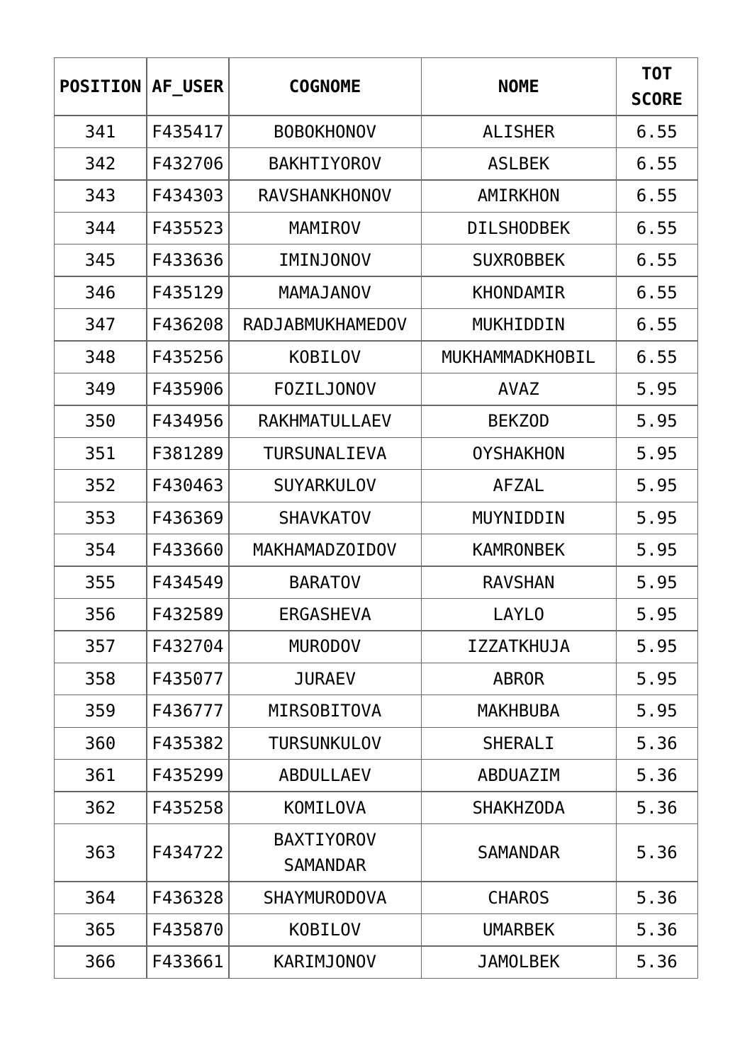| POSITION | AF_USER | COGNOME | NOME | TOT SCORE |
|---|---|---|---|---|
| 341 | F435417 | BOBOKHONOV | ALISHER | 6.55 |
| 342 | F432706 | BAKHTIYOROV | ASLBEK | 6.55 |
| 343 | F434303 | RAVSHANKHONOV | AMIRKHON | 6.55 |
| 344 | F435523 | MAMIROV | DILSHODBEK | 6.55 |
| 345 | F433636 | IMINJONOV | SUXROBBEK | 6.55 |
| 346 | F435129 | MAMAJANOV | KHONDAMIR | 6.55 |
| 347 | F436208 | RADJABMUKHAMEDOV | MUKHIDDIN | 6.55 |
| 348 | F435256 | KOBILOV | MUKHAMMADKHOBIL | 6.55 |
| 349 | F435906 | FOZILJONOV | AVAZ | 5.95 |
| 350 | F434956 | RAKHMATULLAEV | BEKZOD | 5.95 |
| 351 | F381289 | TURSUNALIEVA | OYSHAKHON | 5.95 |
| 352 | F430463 | SUYARKULOV | AFZAL | 5.95 |
| 353 | F436369 | SHAVKATOV | MUYNIDDIN | 5.95 |
| 354 | F433660 | MAKHAMADZOIDOV | KAMRONBEK | 5.95 |
| 355 | F434549 | BARATOV | RAVSHAN | 5.95 |
| 356 | F432589 | ERGASHEVA | LAYLO | 5.95 |
| 357 | F432704 | MURODOV | IZZATKHUJA | 5.95 |
| 358 | F435077 | JURAEV | ABROR | 5.95 |
| 359 | F436777 | MIRSOBITOVA | MAKHBUBA | 5.95 |
| 360 | F435382 | TURSUNKULOV | SHERALI | 5.36 |
| 361 | F435299 | ABDULLAEV | ABDUAZIM | 5.36 |
| 362 | F435258 | KOMILOVA | SHAKHZODA | 5.36 |
| 363 | F434722 | BAXTIYOROV SAMANDAR | SAMANDAR | 5.36 |
| 364 | F436328 | SHAYMURODOVA | CHAROS | 5.36 |
| 365 | F435870 | KOBILOV | UMARBEK | 5.36 |
| 366 | F433661 | KARIMJONOV | JAMOLBEK | 5.36 |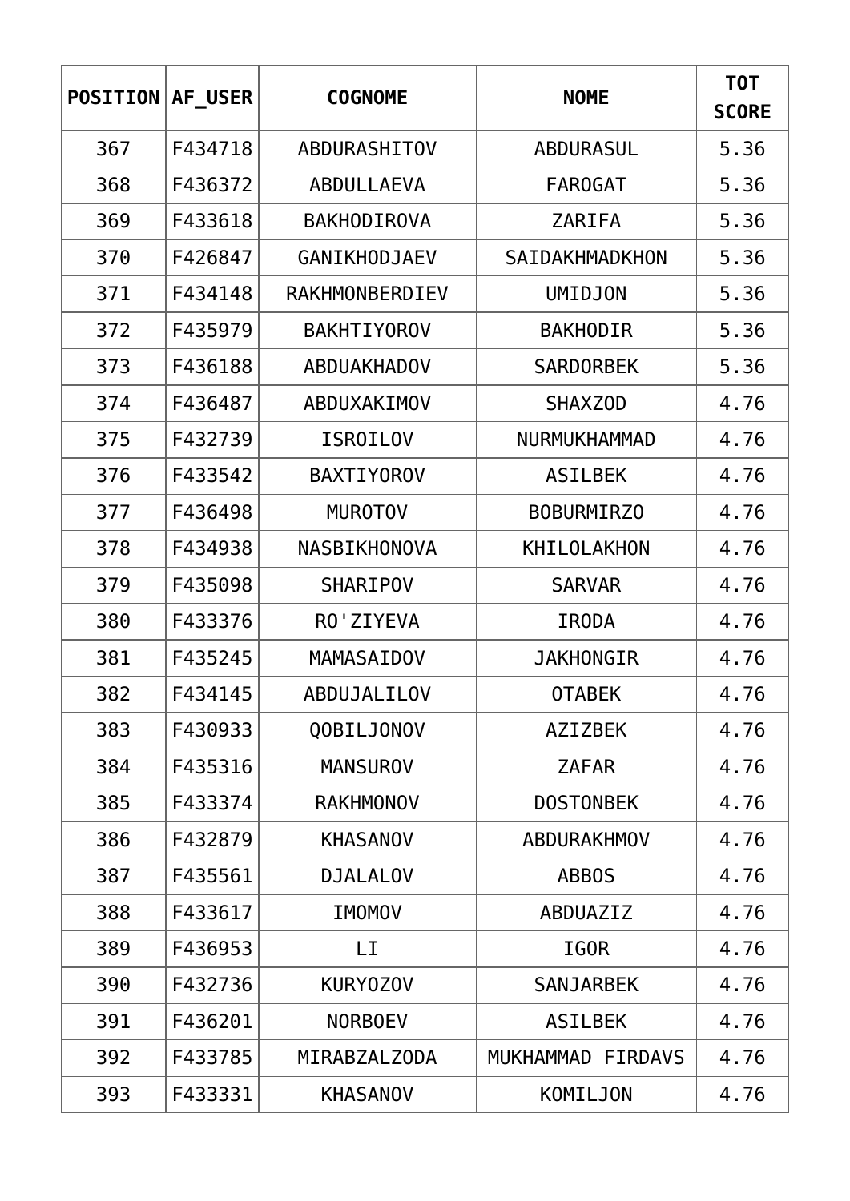| POSITION | AF_USER | COGNOME | NOME | TOT SCORE |
|---|---|---|---|---|
| 367 | F434718 | ABDURASHITOV | ABDURASUL | 5.36 |
| 368 | F436372 | ABDULLAEVA | FAROGAT | 5.36 |
| 369 | F433618 | BAKHODIROVA | ZARIFA | 5.36 |
| 370 | F426847 | GANIKHODJAEV | SAIDAKHMADKHON | 5.36 |
| 371 | F434148 | RAKHMONBERDIEV | UMIDJON | 5.36 |
| 372 | F435979 | BAKHTIYOROV | BAKHODIR | 5.36 |
| 373 | F436188 | ABDUAKHADOV | SARDORBEK | 5.36 |
| 374 | F436487 | ABDUXAKIMOV | SHAXZOD | 4.76 |
| 375 | F432739 | ISROILOV | NURMUKHAMMAD | 4.76 |
| 376 | F433542 | BAXTIYOROV | ASILBEK | 4.76 |
| 377 | F436498 | MUROTOV | BOBURMIRZO | 4.76 |
| 378 | F434938 | NASBIKHONOVA | KHILOLAKHON | 4.76 |
| 379 | F435098 | SHARIPOV | SARVAR | 4.76 |
| 380 | F433376 | RO'ZIYEVA | IRODA | 4.76 |
| 381 | F435245 | MAMASAIDOV | JAKHONGIR | 4.76 |
| 382 | F434145 | ABDUJALILOV | OTABEK | 4.76 |
| 383 | F430933 | QOBILJONOV | AZIZBEK | 4.76 |
| 384 | F435316 | MANSUROV | ZAFAR | 4.76 |
| 385 | F433374 | RAKHMONOV | DOSTONBEK | 4.76 |
| 386 | F432879 | KHASANOV | ABDURAKHMOV | 4.76 |
| 387 | F435561 | DJALALOV | ABBOS | 4.76 |
| 388 | F433617 | IMOMOV | ABDUAZIZ | 4.76 |
| 389 | F436953 | LI | IGOR | 4.76 |
| 390 | F432736 | KURYOZOV | SANJARBEK | 4.76 |
| 391 | F436201 | NORBOEV | ASILBEK | 4.76 |
| 392 | F433785 | MIRABZALZODA | MUKHAMMAD FIRDAVS | 4.76 |
| 393 | F433331 | KHASANOV | KOMILJON | 4.76 |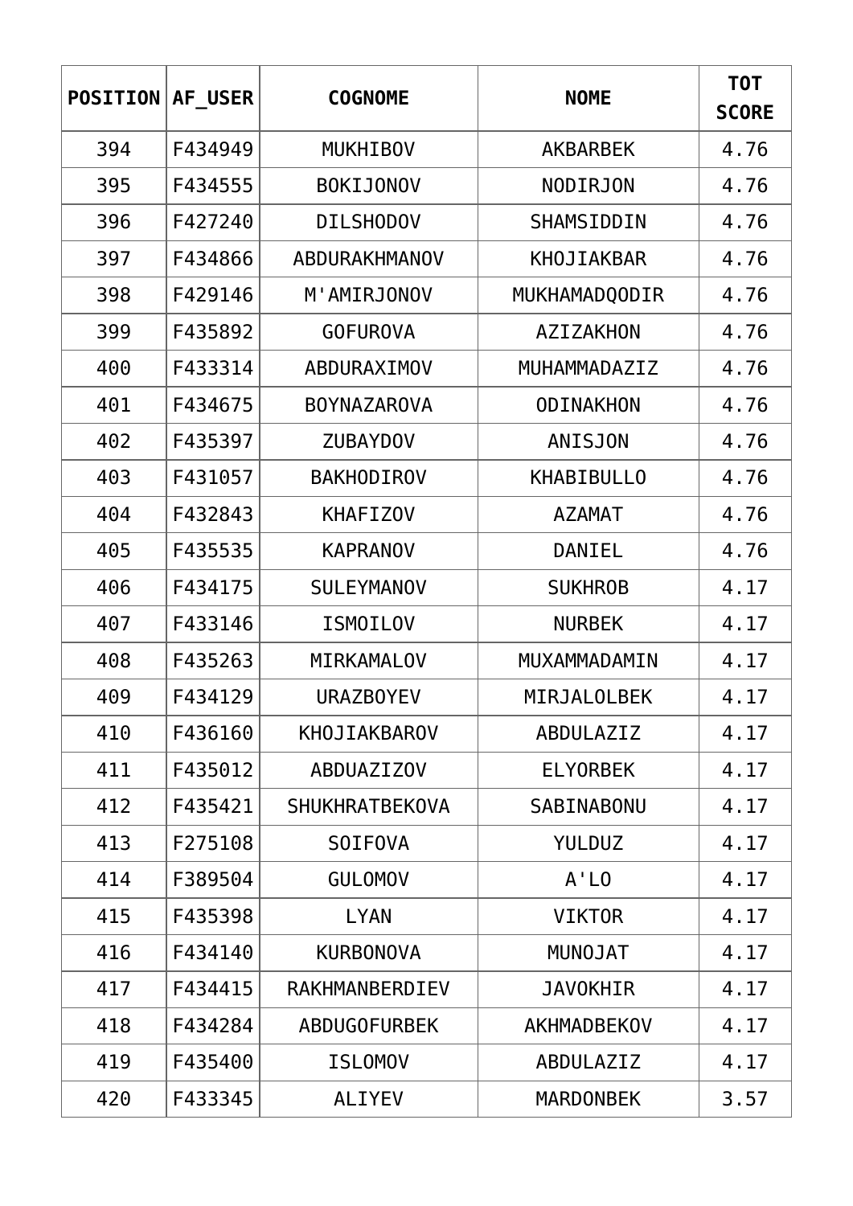| POSITION | AF_USER | COGNOME | NOME | TOT SCORE |
|---|---|---|---|---|
| 394 | F434949 | MUKHIBOV | AKBARBEK | 4.76 |
| 395 | F434555 | BOKIJONOV | NODIRJON | 4.76 |
| 396 | F427240 | DILSHODOV | SHAMSIDDIN | 4.76 |
| 397 | F434866 | ABDURAKHMANOV | KHOJIAKBAR | 4.76 |
| 398 | F429146 | M'AMIRJONOV | MUKHAMADQODIR | 4.76 |
| 399 | F435892 | GOFUROVA | AZIZAKHON | 4.76 |
| 400 | F433314 | ABDURAXIMOV | MUHAMMADAZIZ | 4.76 |
| 401 | F434675 | BOYNAZAROVA | ODINAKHON | 4.76 |
| 402 | F435397 | ZUBAYDOV | ANISJON | 4.76 |
| 403 | F431057 | BAKHODIROV | KHABIBULLO | 4.76 |
| 404 | F432843 | KHAFIZOV | AZAMAT | 4.76 |
| 405 | F435535 | KAPRANOV | DANIEL | 4.76 |
| 406 | F434175 | SULEYMANOV | SUKHROB | 4.17 |
| 407 | F433146 | ISMOILOV | NURBEK | 4.17 |
| 408 | F435263 | MIRKAMALOV | MUXAMMADAMIN | 4.17 |
| 409 | F434129 | URAZBOYEV | MIRJALOLBEK | 4.17 |
| 410 | F436160 | KHOJIAKBAROV | ABDULAZIZ | 4.17 |
| 411 | F435012 | ABDUAZIZOV | ELYORBEK | 4.17 |
| 412 | F435421 | SHUKHRATBEKOVA | SABINABONU | 4.17 |
| 413 | F275108 | SOIFOVA | YULDUZ | 4.17 |
| 414 | F389504 | GULOMOV | A'LO | 4.17 |
| 415 | F435398 | LYAN | VIKTOR | 4.17 |
| 416 | F434140 | KURBONOVA | MUNOJAT | 4.17 |
| 417 | F434415 | RAKHMANBERDIEV | JAVOKHIR | 4.17 |
| 418 | F434284 | ABDUGOFURBEK | AKHMADBEKOV | 4.17 |
| 419 | F435400 | ISLOMOV | ABDULAZIZ | 4.17 |
| 420 | F433345 | ALIYEV | MARDONBEK | 3.57 |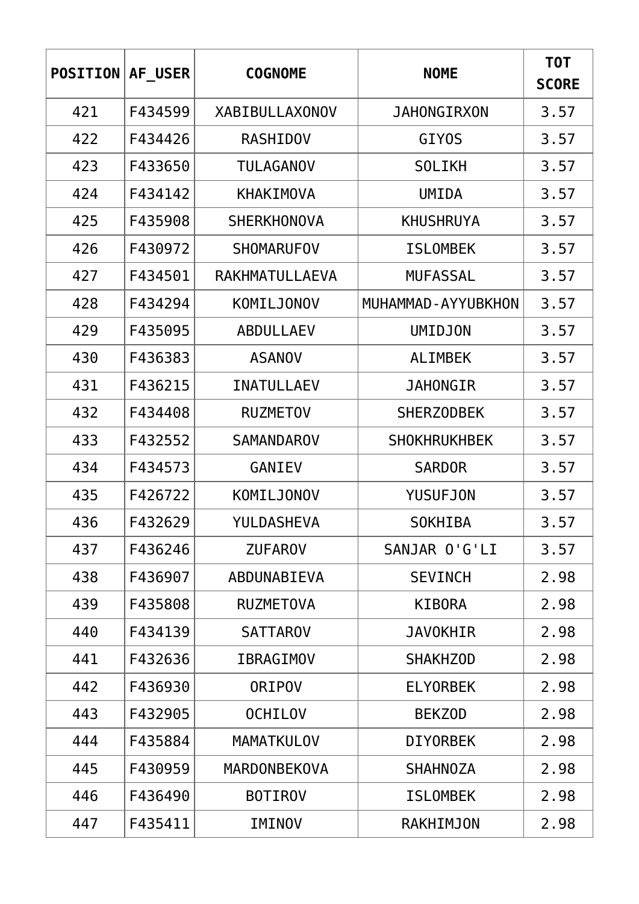| POSITION | AF_USER | COGNOME | NOME | TOT SCORE |
|---|---|---|---|---|
| 421 | F434599 | XABIBULLAXONOV | JAHONGIRXON | 3.57 |
| 422 | F434426 | RASHIDOV | GIYOS | 3.57 |
| 423 | F433650 | TULAGANOV | SOLIKH | 3.57 |
| 424 | F434142 | KHAKIMOVA | UMIDA | 3.57 |
| 425 | F435908 | SHERKHONOVA | KHUSHRUYA | 3.57 |
| 426 | F430972 | SHOMARUFOV | ISLOMBEK | 3.57 |
| 427 | F434501 | RAKHMATULLAEVA | MUFASSAL | 3.57 |
| 428 | F434294 | KOMILJONOV | MUHAMMAD-AYYUBKHON | 3.57 |
| 429 | F435095 | ABDULLAEV | UMIDJON | 3.57 |
| 430 | F436383 | ASANOV | ALIMBEK | 3.57 |
| 431 | F436215 | INATULLAEV | JAHONGIR | 3.57 |
| 432 | F434408 | RUZMETOV | SHERZODBEK | 3.57 |
| 433 | F432552 | SAMANDAROV | SHOKHRUKHBEK | 3.57 |
| 434 | F434573 | GANIEV | SARDOR | 3.57 |
| 435 | F426722 | KOMILJONOV | YUSUFJON | 3.57 |
| 436 | F432629 | YULDASHEVA | SOKHIBA | 3.57 |
| 437 | F436246 | ZUFAROV | SANJAR O'G'LI | 3.57 |
| 438 | F436907 | ABDUNABIEVA | SEVINCH | 2.98 |
| 439 | F435808 | RUZMETOVA | KIBORA | 2.98 |
| 440 | F434139 | SATTAROV | JAVOKHIR | 2.98 |
| 441 | F432636 | IBRAGIMOV | SHAKHZOD | 2.98 |
| 442 | F436930 | ORIPOV | ELYORBEK | 2.98 |
| 443 | F432905 | OCHILOV | BEKZOD | 2.98 |
| 444 | F435884 | MAMATKULOV | DIYORBEK | 2.98 |
| 445 | F430959 | MARDONBEKOVA | SHAHNOZA | 2.98 |
| 446 | F436490 | BOTIROV | ISLOMBEK | 2.98 |
| 447 | F435411 | IMINOV | RAKHIMJON | 2.98 |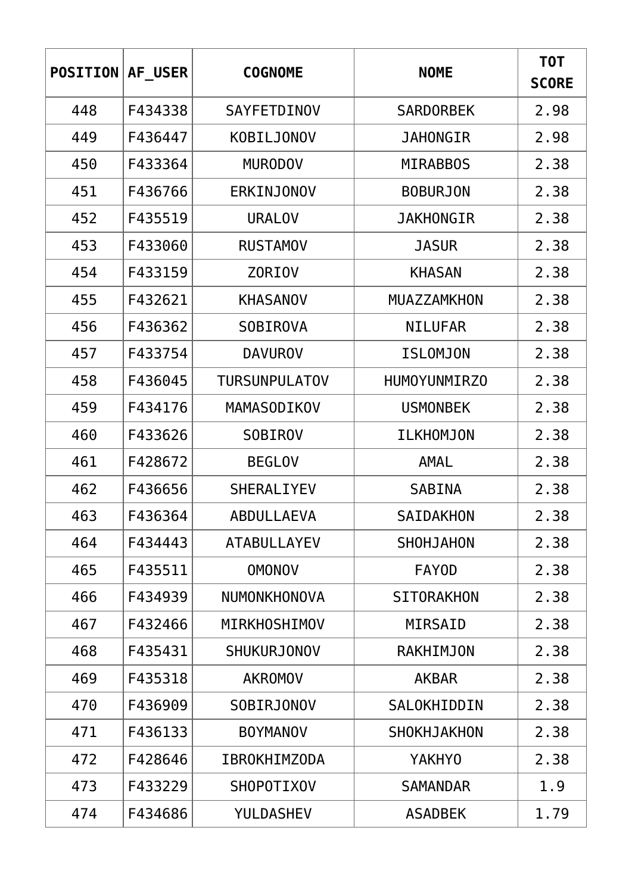| POSITION | AF_USER | COGNOME | NOME | TOT SCORE |
|---|---|---|---|---|
| 448 | F434338 | SAYFETDINOV | SARDORBEK | 2.98 |
| 449 | F436447 | KOBILJONOV | JAHONGIR | 2.98 |
| 450 | F433364 | MURODOV | MIRABBOS | 2.38 |
| 451 | F436766 | ERKINJONOV | BOBURJON | 2.38 |
| 452 | F435519 | URALOV | JAKHONGIR | 2.38 |
| 453 | F433060 | RUSTAMOV | JASUR | 2.38 |
| 454 | F433159 | ZORIOV | KHASAN | 2.38 |
| 455 | F432621 | KHASANOV | MUAZZAMKHON | 2.38 |
| 456 | F436362 | SOBIROVA | NILUFAR | 2.38 |
| 457 | F433754 | DAVUROV | ISLOMJON | 2.38 |
| 458 | F436045 | TURSUNPULATOV | HUMOYUNMIRZO | 2.38 |
| 459 | F434176 | MAMASODIKOV | USMONBEK | 2.38 |
| 460 | F433626 | SOBIROV | ILKHOMJON | 2.38 |
| 461 | F428672 | BEGLOV | AMAL | 2.38 |
| 462 | F436656 | SHERALIYEV | SABINA | 2.38 |
| 463 | F436364 | ABDULLAEVA | SAIDAKHON | 2.38 |
| 464 | F434443 | ATABULLAYEV | SHOHJAHON | 2.38 |
| 465 | F435511 | OMONOV | FAYOD | 2.38 |
| 466 | F434939 | NUMONKHONOVA | SITORAKHON | 2.38 |
| 467 | F432466 | MIRKHOSHIMOV | MIRSAID | 2.38 |
| 468 | F435431 | SHUKURJONOV | RAKHIMJON | 2.38 |
| 469 | F435318 | AKROMOV | AKBAR | 2.38 |
| 470 | F436909 | SOBIRJONOV | SALOKHIDDIN | 2.38 |
| 471 | F436133 | BOYMANOV | SHOKHJAKHON | 2.38 |
| 472 | F428646 | IBROKHIMZODA | YAKHYO | 2.38 |
| 473 | F433229 | SHOPOTIXOV | SAMANDAR | 1.9 |
| 474 | F434686 | YULDASHEV | ASADBEK | 1.79 |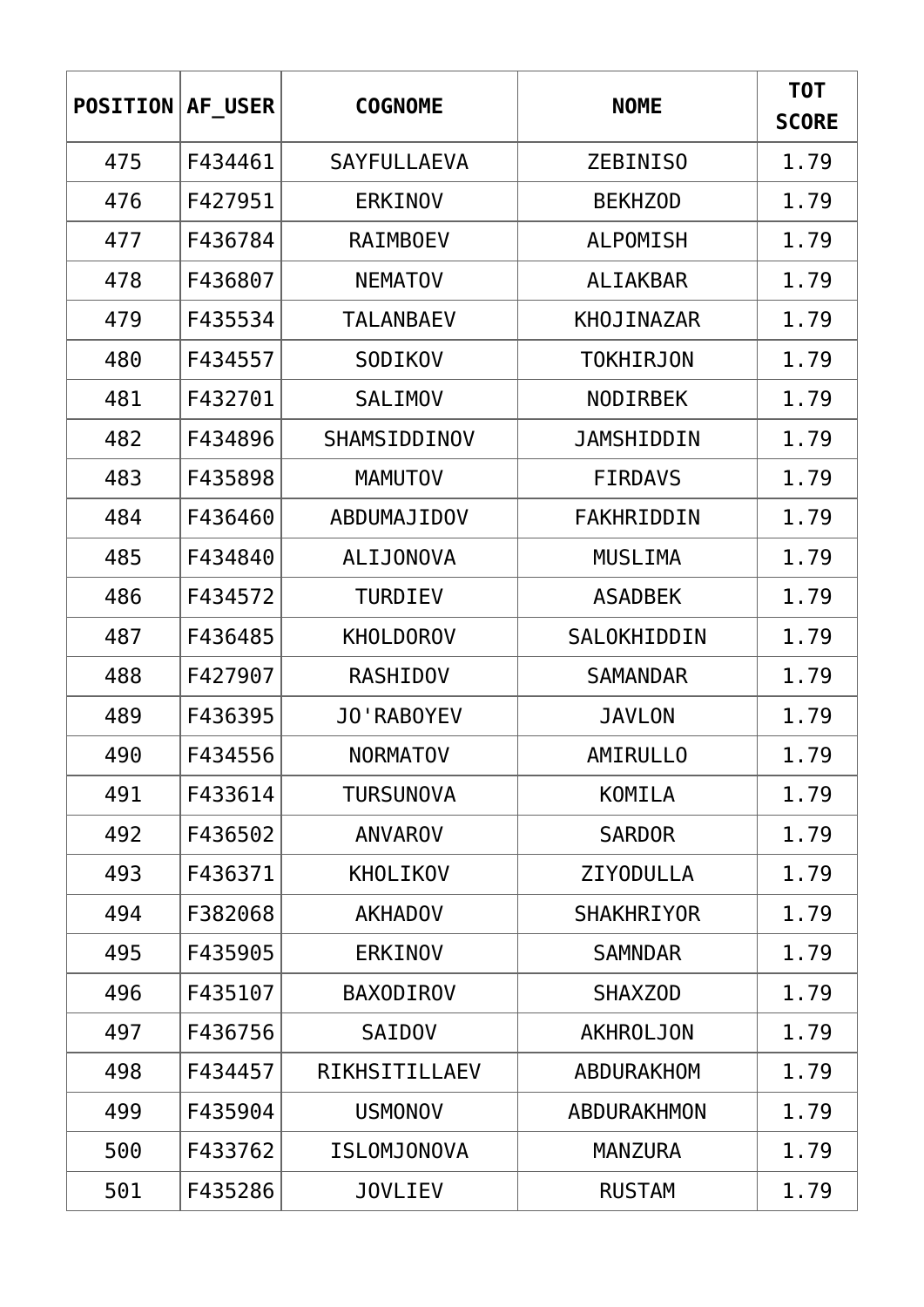| POSITION | AF_USER | COGNOME | NOME | TOT SCORE |
|---|---|---|---|---|
| 475 | F434461 | SAYFULLAEVA | ZEBINISO | 1.79 |
| 476 | F427951 | ERKINOV | BEKHZOD | 1.79 |
| 477 | F436784 | RAIMBOEV | ALPOMISH | 1.79 |
| 478 | F436807 | NEMATOV | ALIAKBAR | 1.79 |
| 479 | F435534 | TALANBAEV | KHOJINAZAR | 1.79 |
| 480 | F434557 | SODIKOV | TOKHIRJON | 1.79 |
| 481 | F432701 | SALIMOV | NODIRBEK | 1.79 |
| 482 | F434896 | SHAMSIDDINOV | JAMSHIDDIN | 1.79 |
| 483 | F435898 | MAMUTOV | FIRDAVS | 1.79 |
| 484 | F436460 | ABDUMAJIDOV | FAKHRIDDIN | 1.79 |
| 485 | F434840 | ALIJONOVA | MUSLIMA | 1.79 |
| 486 | F434572 | TURDIEV | ASADBEK | 1.79 |
| 487 | F436485 | KHOLDOROV | SALOKHIDDIN | 1.79 |
| 488 | F427907 | RASHIDOV | SAMANDAR | 1.79 |
| 489 | F436395 | JO'RABOYEV | JAVLON | 1.79 |
| 490 | F434556 | NORMATOV | AMIRULLO | 1.79 |
| 491 | F433614 | TURSUNOVA | KOMILA | 1.79 |
| 492 | F436502 | ANVAROV | SARDOR | 1.79 |
| 493 | F436371 | KHOLIKOV | ZIYODULLA | 1.79 |
| 494 | F382068 | AKHADOV | SHAKHRIYOR | 1.79 |
| 495 | F435905 | ERKINOV | SAMNDAR | 1.79 |
| 496 | F435107 | BAXODIROV | SHAXZOD | 1.79 |
| 497 | F436756 | SAIDOV | AKHROLJON | 1.79 |
| 498 | F434457 | RIKHSITILLAEV | ABDURAKHOM | 1.79 |
| 499 | F435904 | USMONOV | ABDURAKHMON | 1.79 |
| 500 | F433762 | ISLOMJONOVA | MANZURA | 1.79 |
| 501 | F435286 | JOVLIEV | RUSTAM | 1.79 |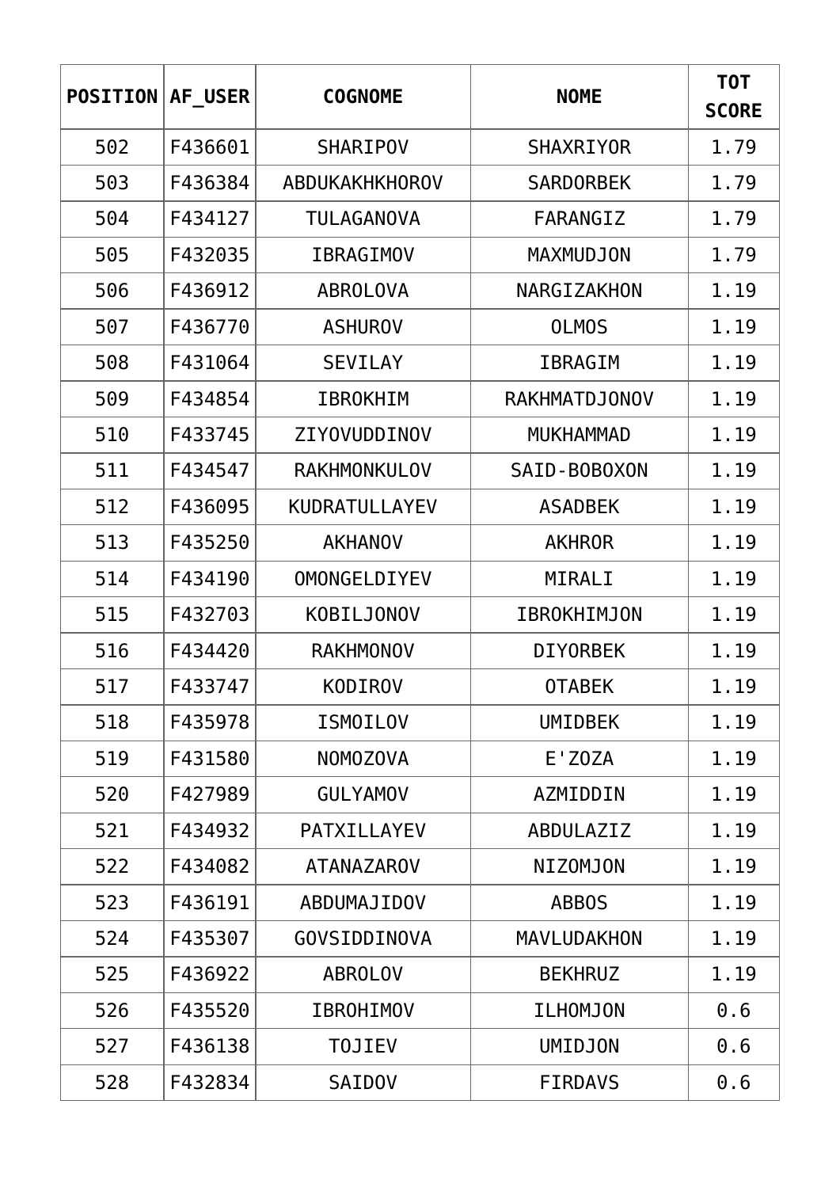| POSITION | AF_USER | COGNOME | NOME | TOT SCORE |
|---|---|---|---|---|
| 502 | F436601 | SHARIPOV | SHAXRIYOR | 1.79 |
| 503 | F436384 | ABDUKAKHKHOROV | SARDORBEK | 1.79 |
| 504 | F434127 | TULAGANOVA | FARANGIZ | 1.79 |
| 505 | F432035 | IBRAGIMOV | MAXMUDJON | 1.79 |
| 506 | F436912 | ABROLOVA | NARGIZAKHON | 1.19 |
| 507 | F436770 | ASHUROV | OLMOS | 1.19 |
| 508 | F431064 | SEVILAY | IBRAGIM | 1.19 |
| 509 | F434854 | IBROKHIM | RAKHMATDJONOV | 1.19 |
| 510 | F433745 | ZIYOVUDDINOV | MUKHAMMAD | 1.19 |
| 511 | F434547 | RAKHMONKULOV | SAID-BOBOXON | 1.19 |
| 512 | F436095 | KUDRATULLAYEV | ASADBEK | 1.19 |
| 513 | F435250 | AKHANOV | AKHROR | 1.19 |
| 514 | F434190 | OMONGELDIYEV | MIRALI | 1.19 |
| 515 | F432703 | KOBILJONOV | IBROKHIMJON | 1.19 |
| 516 | F434420 | RAKHMONOV | DIYORBEK | 1.19 |
| 517 | F433747 | KODIROV | OTABEK | 1.19 |
| 518 | F435978 | ISMOILOV | UMIDBEK | 1.19 |
| 519 | F431580 | NOMOZOVA | E'ZOZA | 1.19 |
| 520 | F427989 | GULYAMOV | AZMIDDIN | 1.19 |
| 521 | F434932 | PATXILLAYEV | ABDULAZIZ | 1.19 |
| 522 | F434082 | ATANAZAROV | NIZOMJON | 1.19 |
| 523 | F436191 | ABDUMAJIDOV | ABBOS | 1.19 |
| 524 | F435307 | GOVSIDDINOVA | MAVLUDAKHON | 1.19 |
| 525 | F436922 | ABROLOV | BEKHRUZ | 1.19 |
| 526 | F435520 | IBROHIMOV | ILHOMJON | 0.6 |
| 527 | F436138 | TOJIEV | UMIDJON | 0.6 |
| 528 | F432834 | SAIDOV | FIRDAVS | 0.6 |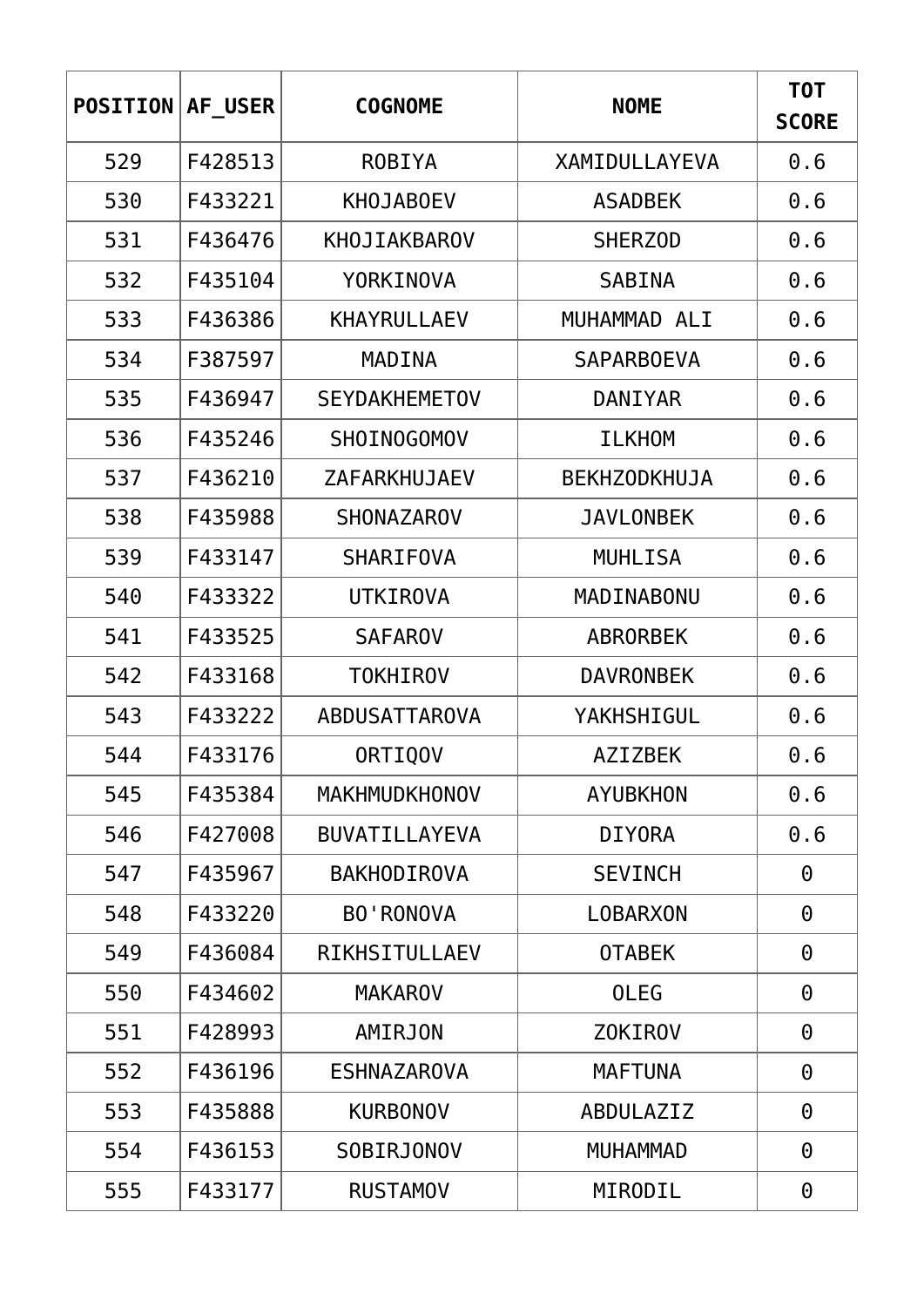| POSITION | AF_USER | COGNOME | NOME | TOT SCORE |
|---|---|---|---|---|
| 529 | F428513 | ROBIYA | XAMIDULLAYEVA | 0.6 |
| 530 | F433221 | KHOJABOEV | ASADBEK | 0.6 |
| 531 | F436476 | KHOJIAKBAROV | SHERZOD | 0.6 |
| 532 | F435104 | YORKINOVA | SABINA | 0.6 |
| 533 | F436386 | KHAYRULLAEV | MUHAMMAD ALI | 0.6 |
| 534 | F387597 | MADINA | SAPARBOEVA | 0.6 |
| 535 | F436947 | SEYDAKHEMETOV | DANIYAR | 0.6 |
| 536 | F435246 | SHOINOGOMOV | ILKHOM | 0.6 |
| 537 | F436210 | ZAFARKHUJAEV | BEKHZODKHUJA | 0.6 |
| 538 | F435988 | SHONAZAROV | JAVLONBEK | 0.6 |
| 539 | F433147 | SHARIFOVA | MUHLISA | 0.6 |
| 540 | F433322 | UTKIROVA | MADINABONU | 0.6 |
| 541 | F433525 | SAFAROV | ABRORBEK | 0.6 |
| 542 | F433168 | TOKHIROV | DAVRONBEK | 0.6 |
| 543 | F433222 | ABDUSATTAROVA | YAKHSHIGUL | 0.6 |
| 544 | F433176 | ORTIQOV | AZIZBEK | 0.6 |
| 545 | F435384 | MAKHMUDKHONOV | AYUBKHON | 0.6 |
| 546 | F427008 | BUVATILLAYEVA | DIYORA | 0.6 |
| 547 | F435967 | BAKHODIROVA | SEVINCH | 0 |
| 548 | F433220 | BO'RONOVA | LOBARXON | 0 |
| 549 | F436084 | RIKHSITULLAEV | OTABEK | 0 |
| 550 | F434602 | MAKAROV | OLEG | 0 |
| 551 | F428993 | AMIRJON | ZOKIROV | 0 |
| 552 | F436196 | ESHNAZAROVA | MAFTUNA | 0 |
| 553 | F435888 | KURBONOV | ABDULAZIZ | 0 |
| 554 | F436153 | SOBIRJONOV | MUHAMMAD | 0 |
| 555 | F433177 | RUSTAMOV | MIRODIL | 0 |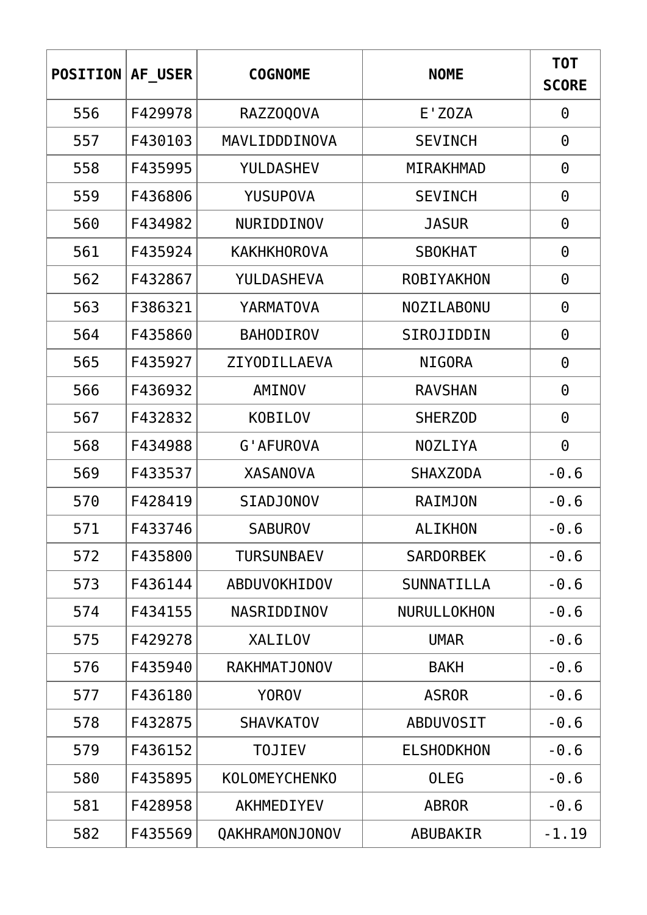| POSITION | AF_USER | COGNOME | NOME | TOT SCORE |
|---|---|---|---|---|
| 556 | F429978 | RAZZOQOVA | E'ZOZA | 0 |
| 557 | F430103 | MAVLIDDDINOVA | SEVINCH | 0 |
| 558 | F435995 | YULDASHEV | MIRAKHMAD | 0 |
| 559 | F436806 | YUSUPOVA | SEVINCH | 0 |
| 560 | F434982 | NURIDDINOV | JASUR | 0 |
| 561 | F435924 | KAKHKHOROVA | SBOKHAT | 0 |
| 562 | F432867 | YULDASHEVA | ROBIYAKHON | 0 |
| 563 | F386321 | YARMATOVA | NOZILABONU | 0 |
| 564 | F435860 | BAHODIROV | SIROJIDDIN | 0 |
| 565 | F435927 | ZIYODILLAEVA | NIGORA | 0 |
| 566 | F436932 | AMINOV | RAVSHAN | 0 |
| 567 | F432832 | KOBILOV | SHERZOD | 0 |
| 568 | F434988 | G'AFUROVA | NOZLIYA | 0 |
| 569 | F433537 | XASANOVA | SHAXZODA | -0.6 |
| 570 | F428419 | SIADJONOV | RAIMJON | -0.6 |
| 571 | F433746 | SABUROV | ALIKHON | -0.6 |
| 572 | F435800 | TURSUNBAEV | SARDORBEK | -0.6 |
| 573 | F436144 | ABDUVOKHIDOV | SUNNATILLA | -0.6 |
| 574 | F434155 | NASRIDDINOV | NURULLOKHON | -0.6 |
| 575 | F429278 | XALILOV | UMAR | -0.6 |
| 576 | F435940 | RAKHMATJONOV | BAKH | -0.6 |
| 577 | F436180 | YOROV | ASROR | -0.6 |
| 578 | F432875 | SHAVKATOV | ABDUVOSIT | -0.6 |
| 579 | F436152 | TOJIEV | ELSHODKHON | -0.6 |
| 580 | F435895 | KOLOMEYCHENKO | OLEG | -0.6 |
| 581 | F428958 | AKHMEDIYEV | ABROR | -0.6 |
| 582 | F435569 | QAKHRAMONJONOV | ABUBAKIR | -1.19 |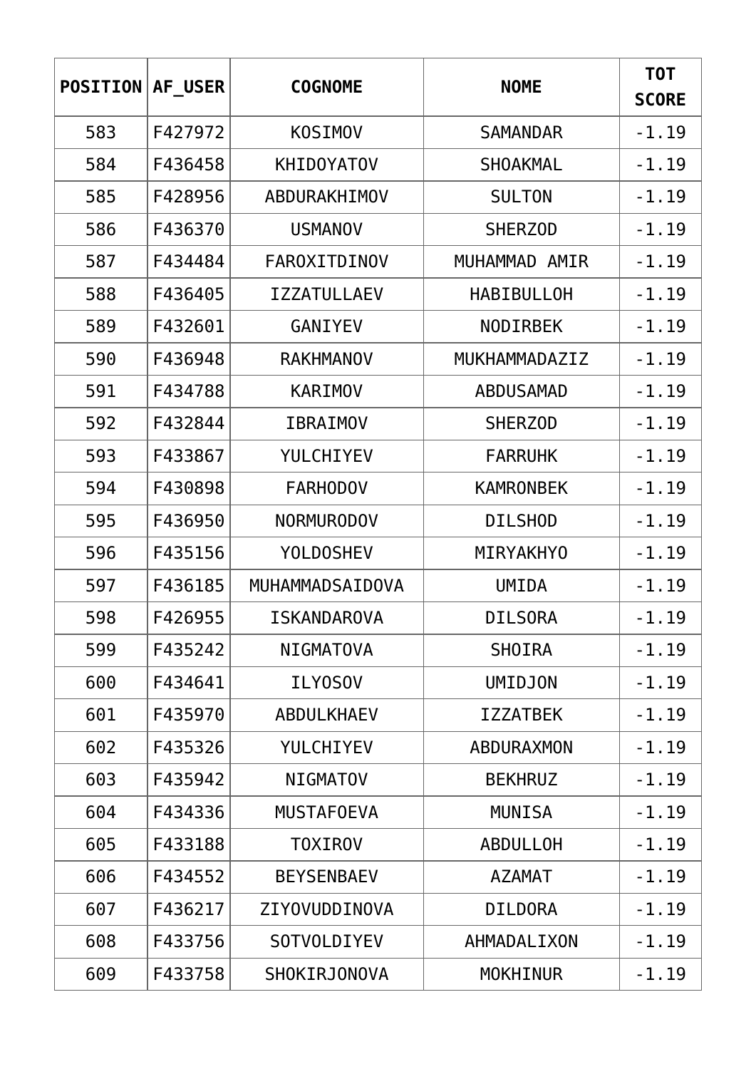| POSITION | AF_USER | COGNOME | NOME | TOT SCORE |
|---|---|---|---|---|
| 583 | F427972 | KOSIMOV | SAMANDAR | -1.19 |
| 584 | F436458 | KHIDOYATOV | SHOAKMAL | -1.19 |
| 585 | F428956 | ABDURAKHIMOV | SULTON | -1.19 |
| 586 | F436370 | USMANOV | SHERZOD | -1.19 |
| 587 | F434484 | FAROXITDINOV | MUHAMMAD AMIR | -1.19 |
| 588 | F436405 | IZZATULLAEV | HABIBULLOH | -1.19 |
| 589 | F432601 | GANIYEV | NODIRBEK | -1.19 |
| 590 | F436948 | RAKHMANOV | MUKHAMMADAZIZ | -1.19 |
| 591 | F434788 | KARIMOV | ABDUSAMAD | -1.19 |
| 592 | F432844 | IBRAIMOV | SHERZOD | -1.19 |
| 593 | F433867 | YULCHIYEV | FARRUHK | -1.19 |
| 594 | F430898 | FARHODOV | KAMRONBEK | -1.19 |
| 595 | F436950 | NORMURODOV | DILSHOD | -1.19 |
| 596 | F435156 | YOLDOSHEV | MIRYAKHYO | -1.19 |
| 597 | F436185 | MUHAMMADSAIDOVA | UMIDA | -1.19 |
| 598 | F426955 | ISKANDAROVA | DILSORA | -1.19 |
| 599 | F435242 | NIGMATOVA | SHOIRA | -1.19 |
| 600 | F434641 | ILYOSOV | UMIDJON | -1.19 |
| 601 | F435970 | ABDULKHAEV | IZZATBEK | -1.19 |
| 602 | F435326 | YULCHIYEV | ABDURAXMON | -1.19 |
| 603 | F435942 | NIGMATOV | BEKHRUZ | -1.19 |
| 604 | F434336 | MUSTAFOEVA | MUNISA | -1.19 |
| 605 | F433188 | TOXIROV | ABDULLOH | -1.19 |
| 606 | F434552 | BEYSENBAEV | AZAMAT | -1.19 |
| 607 | F436217 | ZIYOVUDDINOVA | DILDORA | -1.19 |
| 608 | F433756 | SOTVOLDIYEV | AHMADALIXON | -1.19 |
| 609 | F433758 | SHOKIRJONOVA | MOKHINUR | -1.19 |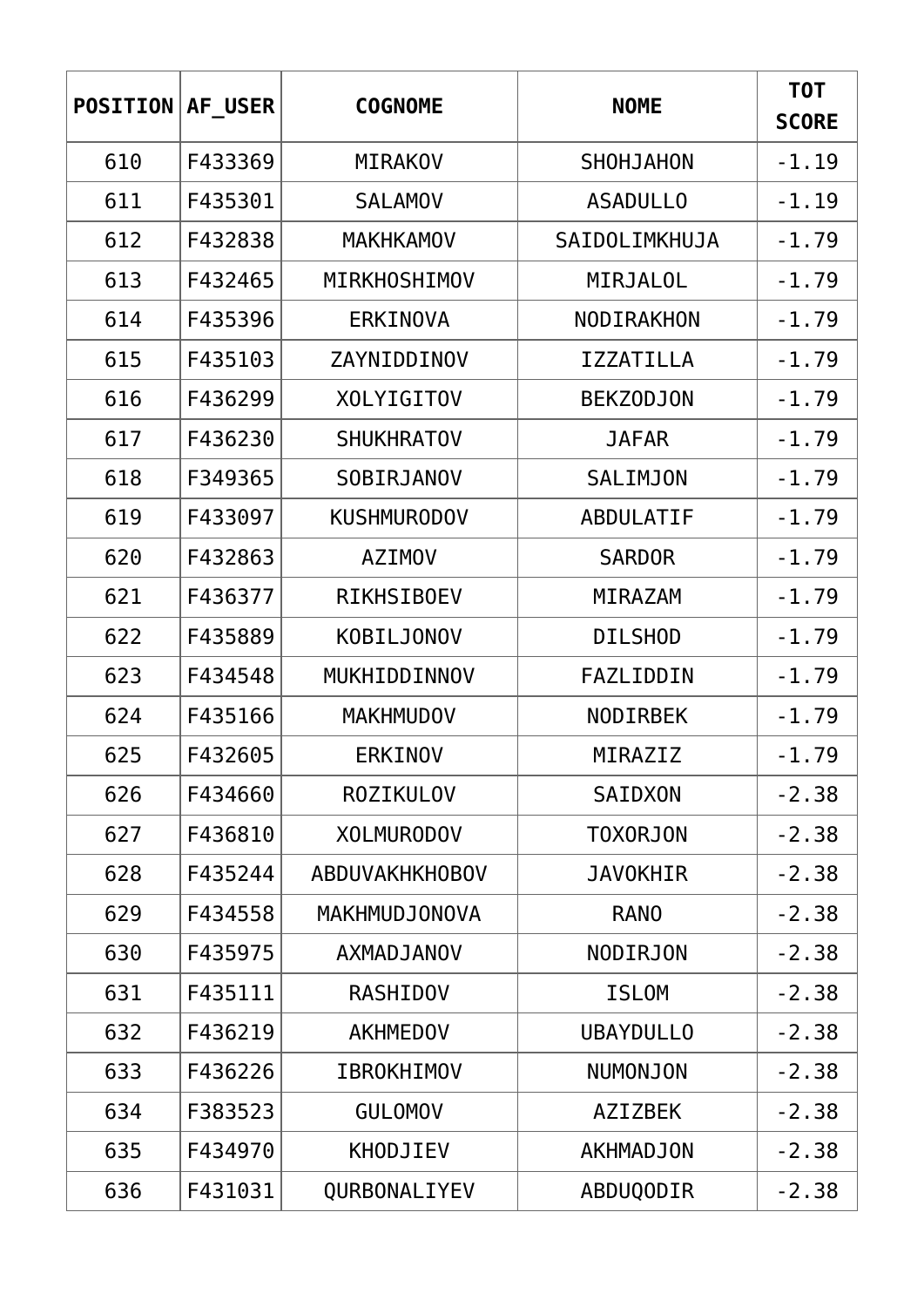| POSITION | AF_USER | COGNOME | NOME | TOT SCORE |
|---|---|---|---|---|
| 610 | F433369 | MIRAKOV | SHOHJAHON | -1.19 |
| 611 | F435301 | SALAMOV | ASADULLO | -1.19 |
| 612 | F432838 | MAKHKAMOV | SAIDOLIMKHUJA | -1.79 |
| 613 | F432465 | MIRKHOSHIMOV | MIRJALOL | -1.79 |
| 614 | F435396 | ERKINOVA | NODIRAKHON | -1.79 |
| 615 | F435103 | ZAYNIDDINOV | IZZATILLA | -1.79 |
| 616 | F436299 | XOLYIGITOV | BEKZODJON | -1.79 |
| 617 | F436230 | SHUKHRATOV | JAFAR | -1.79 |
| 618 | F349365 | SOBIRJANOV | SALIMJON | -1.79 |
| 619 | F433097 | KUSHMURODOV | ABDULATIF | -1.79 |
| 620 | F432863 | AZIMOV | SARDOR | -1.79 |
| 621 | F436377 | RIKHSIBOEV | MIRAZAM | -1.79 |
| 622 | F435889 | KOBILJONOV | DILSHOD | -1.79 |
| 623 | F434548 | MUKHIDDINNOV | FAZLIDDIN | -1.79 |
| 624 | F435166 | MAKHMUDOV | NODIRBEK | -1.79 |
| 625 | F432605 | ERKINOV | MIRAZIZ | -1.79 |
| 626 | F434660 | ROZIKULOV | SAIDXON | -2.38 |
| 627 | F436810 | XOLMURODOV | TOXORJON | -2.38 |
| 628 | F435244 | ABDUVAKHKHOBOV | JAVOKHIR | -2.38 |
| 629 | F434558 | MAKHMUDJONOVA | RANO | -2.38 |
| 630 | F435975 | AXMADJANOV | NODIRJON | -2.38 |
| 631 | F435111 | RASHIDOV | ISLOM | -2.38 |
| 632 | F436219 | AKHMEDOV | UBAYDULLO | -2.38 |
| 633 | F436226 | IBROKHIMOV | NUMONJON | -2.38 |
| 634 | F383523 | GULOMOV | AZIZBEK | -2.38 |
| 635 | F434970 | KHODJIEV | AKHMADJON | -2.38 |
| 636 | F431031 | QURBONALIYEV | ABDUQODIR | -2.38 |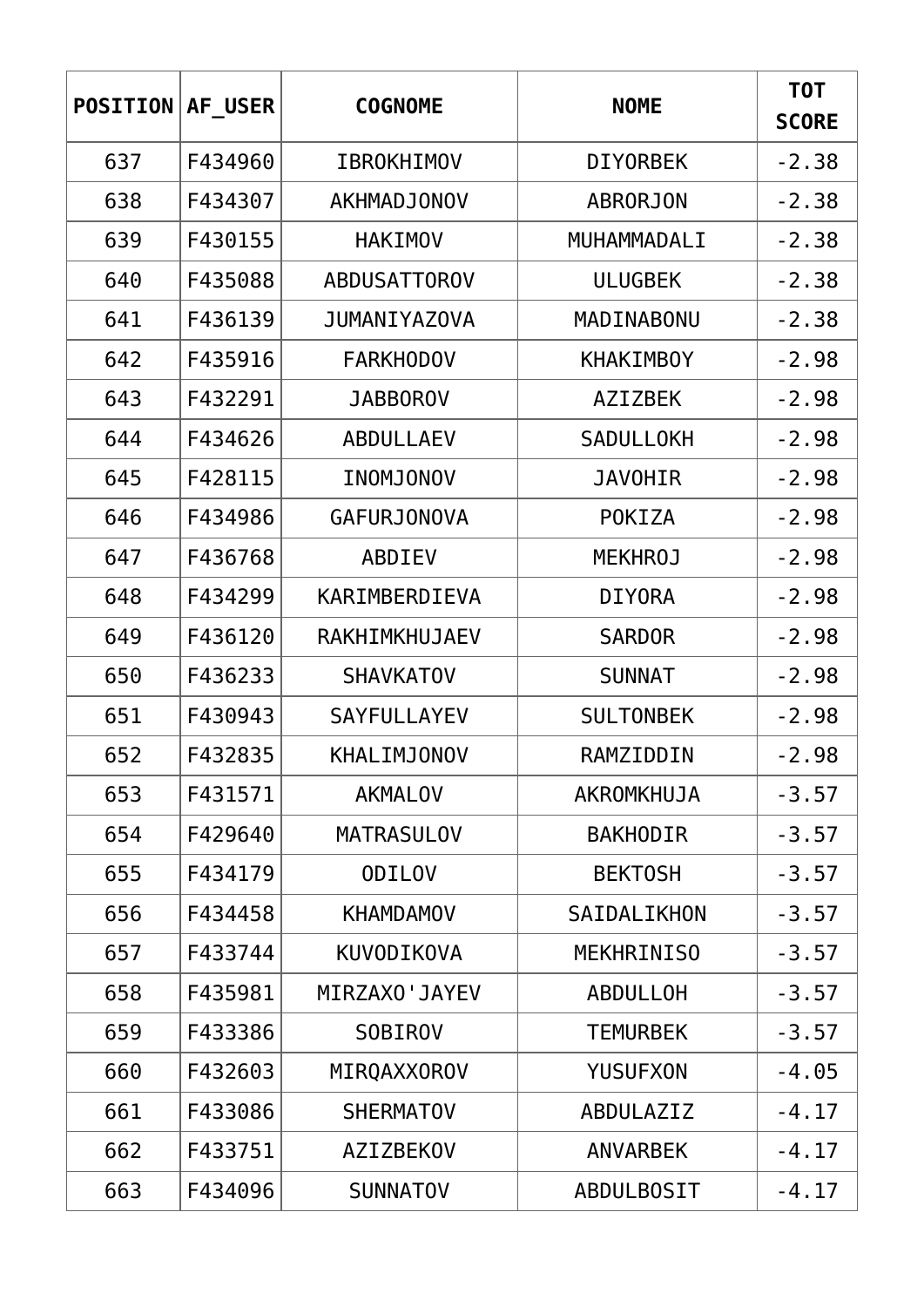| POSITION | AF_USER | COGNOME | NOME | TOT SCORE |
|---|---|---|---|---|
| 637 | F434960 | IBROKHIMOV | DIYORBEK | -2.38 |
| 638 | F434307 | AKHMADJONOV | ABRORJON | -2.38 |
| 639 | F430155 | HAKIMOV | MUHAMMADALI | -2.38 |
| 640 | F435088 | ABDUSATTOROV | ULUGBEK | -2.38 |
| 641 | F436139 | JUMANIYAZOVA | MADINABONU | -2.38 |
| 642 | F435916 | FARKHODOV | KHAKIMBOY | -2.98 |
| 643 | F432291 | JABBOROV | AZIZBEK | -2.98 |
| 644 | F434626 | ABDULLAEV | SADULLOKH | -2.98 |
| 645 | F428115 | INOMJONOV | JAVOHIR | -2.98 |
| 646 | F434986 | GAFURJONOVA | POKIZA | -2.98 |
| 647 | F436768 | ABDIEV | MEKHROJ | -2.98 |
| 648 | F434299 | KARIMBERDIEVA | DIYORA | -2.98 |
| 649 | F436120 | RAKHIMKHUJAEV | SARDOR | -2.98 |
| 650 | F436233 | SHAVKATOV | SUNNAT | -2.98 |
| 651 | F430943 | SAYFULLAYEV | SULTONBEK | -2.98 |
| 652 | F432835 | KHALIMJONOV | RAMZIDDIN | -2.98 |
| 653 | F431571 | AKMALOV | AKROMKHUJA | -3.57 |
| 654 | F429640 | MATRASULOV | BAKHODIR | -3.57 |
| 655 | F434179 | ODILOV | BEKTOSH | -3.57 |
| 656 | F434458 | KHAMDAMOV | SAIDALIKHON | -3.57 |
| 657 | F433744 | KUVODIKOVA | MEKHRINISO | -3.57 |
| 658 | F435981 | MIRZAXO'JAYEV | ABDULLOH | -3.57 |
| 659 | F433386 | SOBIROV | TEMURBEK | -3.57 |
| 660 | F432603 | MIRQAXXOROV | YUSUFXON | -4.05 |
| 661 | F433086 | SHERMATOV | ABDULAZIZ | -4.17 |
| 662 | F433751 | AZIZBEKOV | ANVARBEK | -4.17 |
| 663 | F434096 | SUNNATOV | ABDULBOSIT | -4.17 |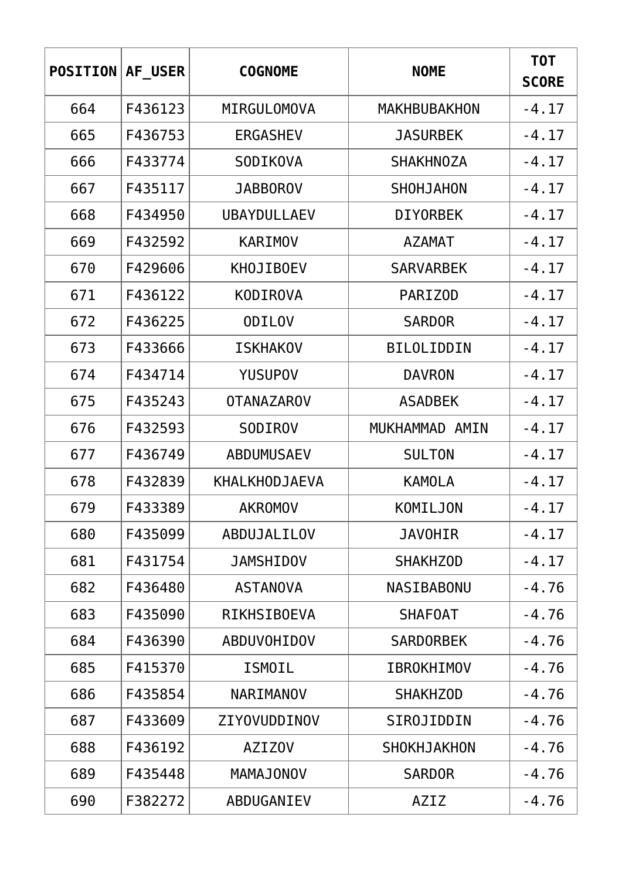| POSITION | AF_USER | COGNOME | NOME | TOT SCORE |
| --- | --- | --- | --- | --- |
| 664 | F436123 | MIRGULOMOVA | MAKHBUBAKHON | -4.17 |
| 665 | F436753 | ERGASHEV | JASURBEK | -4.17 |
| 666 | F433774 | SODIKOVA | SHAKHNOZA | -4.17 |
| 667 | F435117 | JABBOROV | SHOHJAHON | -4.17 |
| 668 | F434950 | UBAYDULLAEV | DIYORBEK | -4.17 |
| 669 | F432592 | KARIMOV | AZAMAT | -4.17 |
| 670 | F429606 | KHOJIBOEV | SARVARBEK | -4.17 |
| 671 | F436122 | KODIROVA | PARIZOD | -4.17 |
| 672 | F436225 | ODILOV | SARDOR | -4.17 |
| 673 | F433666 | ISKHAKOV | BILOLIDDIN | -4.17 |
| 674 | F434714 | YUSUPOV | DAVRON | -4.17 |
| 675 | F435243 | OTANAZAROV | ASADBEK | -4.17 |
| 676 | F432593 | SODIROV | MUKHAMMAD AMIN | -4.17 |
| 677 | F436749 | ABDUMUSAEV | SULTON | -4.17 |
| 678 | F432839 | KHALKHODJAEVA | KAMOLA | -4.17 |
| 679 | F433389 | AKROMOV | KOMILJON | -4.17 |
| 680 | F435099 | ABDUJALILOV | JAVOHIR | -4.17 |
| 681 | F431754 | JAMSHIDOV | SHAKHZOD | -4.17 |
| 682 | F436480 | ASTANOVA | NASIBABONU | -4.76 |
| 683 | F435090 | RIKHSIBOEVA | SHAFOAT | -4.76 |
| 684 | F436390 | ABDUVOHIDOV | SARDORBEK | -4.76 |
| 685 | F415370 | ISMOIL | IBROKHIMOV | -4.76 |
| 686 | F435854 | NARIMANOV | SHAKHZOD | -4.76 |
| 687 | F433609 | ZIYOVUDDINOV | SIROJIDDIN | -4.76 |
| 688 | F436192 | AZIZOV | SHOKHJAKHON | -4.76 |
| 689 | F435448 | MAMAJONOV | SARDOR | -4.76 |
| 690 | F382272 | ABDUGANIEV | AZIZ | -4.76 |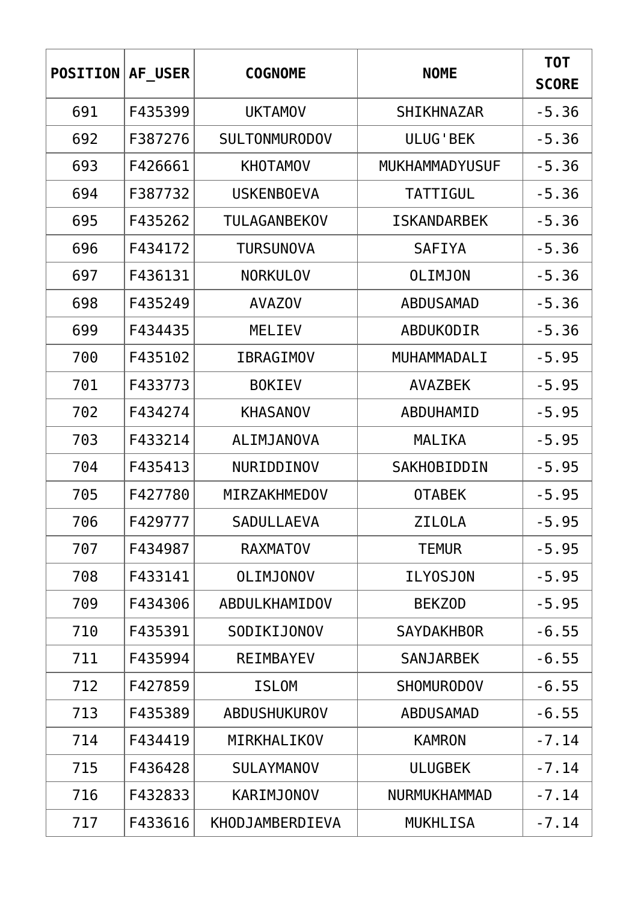| POSITION | AF_USER | COGNOME | NOME | TOT SCORE |
|---|---|---|---|---|
| 691 | F435399 | UKTAMOV | SHIKHNAZAR | -5.36 |
| 692 | F387276 | SULTONMURODOV | ULUG'BEK | -5.36 |
| 693 | F426661 | KHOTAMOV | MUKHAMMADYUSUF | -5.36 |
| 694 | F387732 | USKENBOEVA | TATTIGUL | -5.36 |
| 695 | F435262 | TULAGANBEKOV | ISKANDARBEK | -5.36 |
| 696 | F434172 | TURSUNOVA | SAFIYA | -5.36 |
| 697 | F436131 | NORKULOV | OLIMJON | -5.36 |
| 698 | F435249 | AVAZOV | ABDUSAMAD | -5.36 |
| 699 | F434435 | MELIEV | ABDUKODIR | -5.36 |
| 700 | F435102 | IBRAGIMOV | MUHAMMADALI | -5.95 |
| 701 | F433773 | BOKIEV | AVAZBEK | -5.95 |
| 702 | F434274 | KHASANOV | ABDUHAMID | -5.95 |
| 703 | F433214 | ALIMJANOVA | MALIKA | -5.95 |
| 704 | F435413 | NURIDDINOV | SAKHOBIDDIN | -5.95 |
| 705 | F427780 | MIRZAKHMEDOV | OTABEK | -5.95 |
| 706 | F429777 | SADULLAEVA | ZILOLA | -5.95 |
| 707 | F434987 | RAXMATOV | TEMUR | -5.95 |
| 708 | F433141 | OLIMJONOV | ILYOSJON | -5.95 |
| 709 | F434306 | ABDULKHAMIDOV | BEKZOD | -5.95 |
| 710 | F435391 | SODIKIJONOV | SAYDAKHBOR | -6.55 |
| 711 | F435994 | REIMBAYEV | SANJARBEK | -6.55 |
| 712 | F427859 | ISLOM | SHOMURODOV | -6.55 |
| 713 | F435389 | ABDUSHUKUROV | ABDUSAMAD | -6.55 |
| 714 | F434419 | MIRKHALIKOV | KAMRON | -7.14 |
| 715 | F436428 | SULAYMANOV | ULUGBEK | -7.14 |
| 716 | F432833 | KARIMJONOV | NURMUKHAMMAD | -7.14 |
| 717 | F433616 | KHODJAMBERDIEVA | MUKHLISA | -7.14 |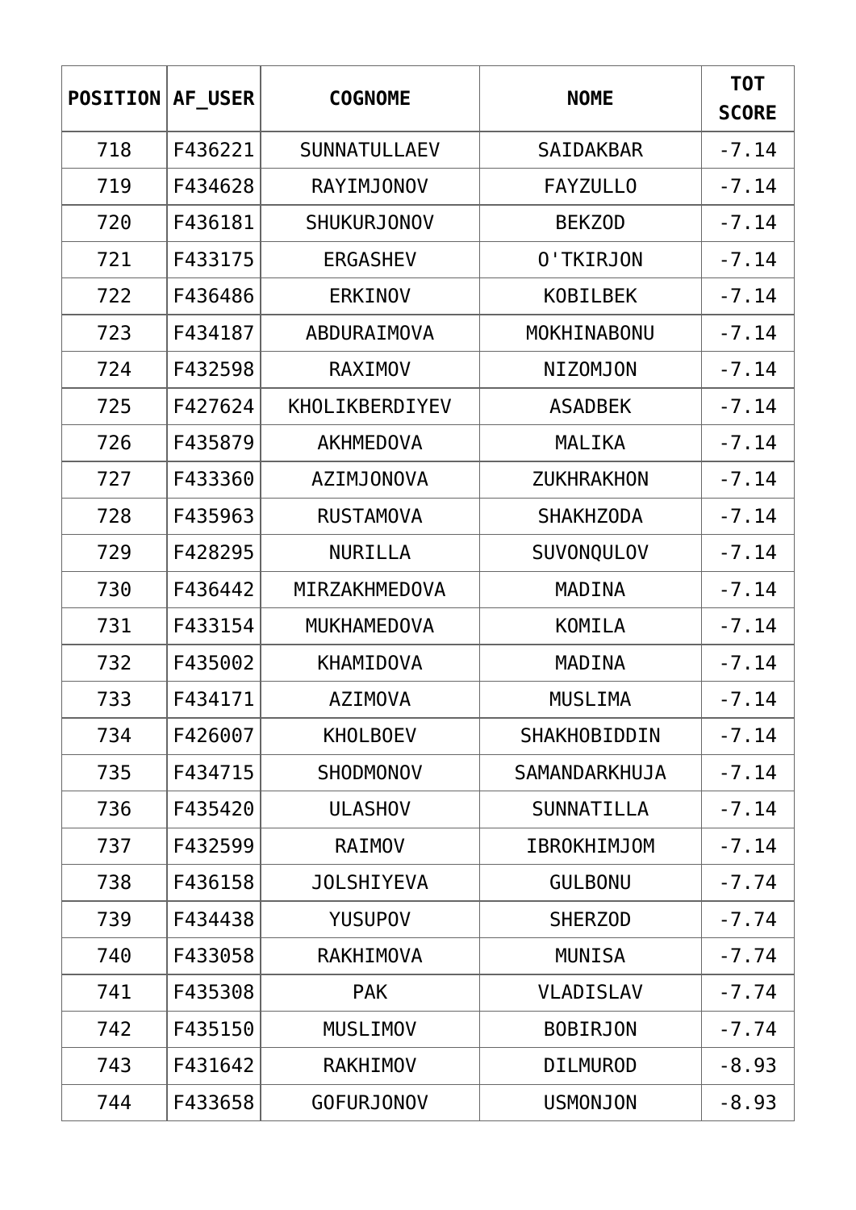| POSITION | AF_USER | COGNOME | NOME | TOT SCORE |
|---|---|---|---|---|
| 718 | F436221 | SUNNATULLAEV | SAIDAKBAR | -7.14 |
| 719 | F434628 | RAYIMJONOV | FAYZULLO | -7.14 |
| 720 | F436181 | SHUKURJONOV | BEKZOD | -7.14 |
| 721 | F433175 | ERGASHEV | O'TKIRJON | -7.14 |
| 722 | F436486 | ERKINOV | KOBILBEK | -7.14 |
| 723 | F434187 | ABDURAIMOVA | MOKHINABONU | -7.14 |
| 724 | F432598 | RAXIMOV | NIZOMJON | -7.14 |
| 725 | F427624 | KHOLIKBERDIYEV | ASADBEK | -7.14 |
| 726 | F435879 | AKHMEDOVA | MALIKA | -7.14 |
| 727 | F433360 | AZIMJONOVA | ZUKHRAKHON | -7.14 |
| 728 | F435963 | RUSTAMOVA | SHAKHZODA | -7.14 |
| 729 | F428295 | NURILLA | SUVONQULOV | -7.14 |
| 730 | F436442 | MIRZAKHMEDOVA | MADINA | -7.14 |
| 731 | F433154 | MUKHAMEDOVA | KOMILA | -7.14 |
| 732 | F435002 | KHAMIDOVA | MADINA | -7.14 |
| 733 | F434171 | AZIMOVA | MUSLIMA | -7.14 |
| 734 | F426007 | KHOLBOEV | SHAKHOBIDDIN | -7.14 |
| 735 | F434715 | SHODMONOV | SAMANDARKHUJA | -7.14 |
| 736 | F435420 | ULASHOV | SUNNATILLA | -7.14 |
| 737 | F432599 | RAIMOV | IBROKHIMJOM | -7.14 |
| 738 | F436158 | JOLSHIYEVA | GULBONU | -7.74 |
| 739 | F434438 | YUSUPOV | SHERZOD | -7.74 |
| 740 | F433058 | RAKHIMOVA | MUNISA | -7.74 |
| 741 | F435308 | PAK | VLADISLAV | -7.74 |
| 742 | F435150 | MUSLIMOV | BOBIRJON | -7.74 |
| 743 | F431642 | RAKHIMOV | DILMUROD | -8.93 |
| 744 | F433658 | GOFURJONOV | USMONJON | -8.93 |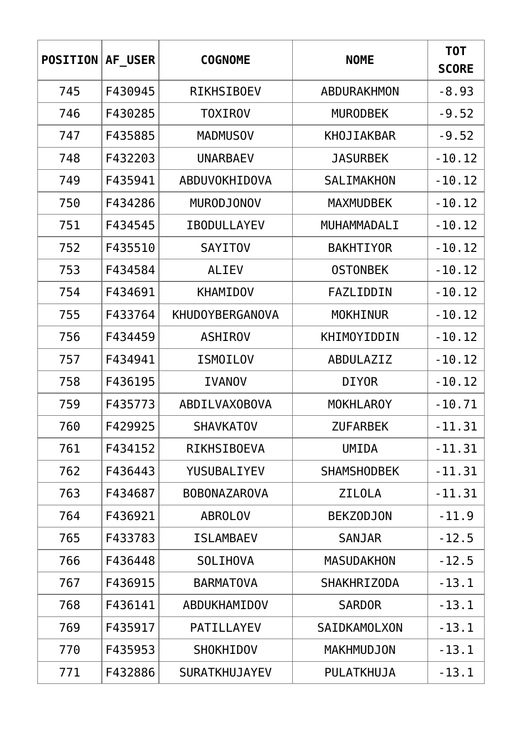| POSITION | AF_USER | COGNOME | NOME | TOT SCORE |
|---|---|---|---|---|
| 745 | F430945 | RIKHSIBOEV | ABDURAKHMON | -8.93 |
| 746 | F430285 | TOXIROV | MURODBEK | -9.52 |
| 747 | F435885 | MADMUSOV | KHOJIAKBAR | -9.52 |
| 748 | F432203 | UNARBAEV | JASURBEK | -10.12 |
| 749 | F435941 | ABDUVOKHIDOVA | SALIMAKHON | -10.12 |
| 750 | F434286 | MURODJONOV | MAXMUDBEK | -10.12 |
| 751 | F434545 | IBODULLAYEV | MUHAMMADALI | -10.12 |
| 752 | F435510 | SAYITOV | BAKHTIYOR | -10.12 |
| 753 | F434584 | ALIEV | OSTONBEK | -10.12 |
| 754 | F434691 | KHAMIDOV | FAZLIDDIN | -10.12 |
| 755 | F433764 | KHUDOYBERGANOVA | MOKHINUR | -10.12 |
| 756 | F434459 | ASHIROV | KHIMOYIDDIN | -10.12 |
| 757 | F434941 | ISMOILOV | ABDULAZIZ | -10.12 |
| 758 | F436195 | IVANOV | DIYOR | -10.12 |
| 759 | F435773 | ABDILVAXOBOVA | MOKHLAROY | -10.71 |
| 760 | F429925 | SHAVKATOV | ZUFARBEK | -11.31 |
| 761 | F434152 | RIKHSIBOEVA | UMIDA | -11.31 |
| 762 | F436443 | YUSUBALIYEV | SHAMSHODBEK | -11.31 |
| 763 | F434687 | BOBONAZAROVA | ZILOLA | -11.31 |
| 764 | F436921 | ABROLOV | BEKZODJON | -11.9 |
| 765 | F433783 | ISLAMBAEV | SANJAR | -12.5 |
| 766 | F436448 | SOLIHOVA | MASUDAKHON | -12.5 |
| 767 | F436915 | BARMATOVA | SHAKHRIZODA | -13.1 |
| 768 | F436141 | ABDUKHAMIDOV | SARDOR | -13.1 |
| 769 | F435917 | PATILLAYEV | SAIDKAMOLXON | -13.1 |
| 770 | F435953 | SHOKHIDOV | MAKHMUDJON | -13.1 |
| 771 | F432886 | SURATKHUJAYEV | PULATKHUJA | -13.1 |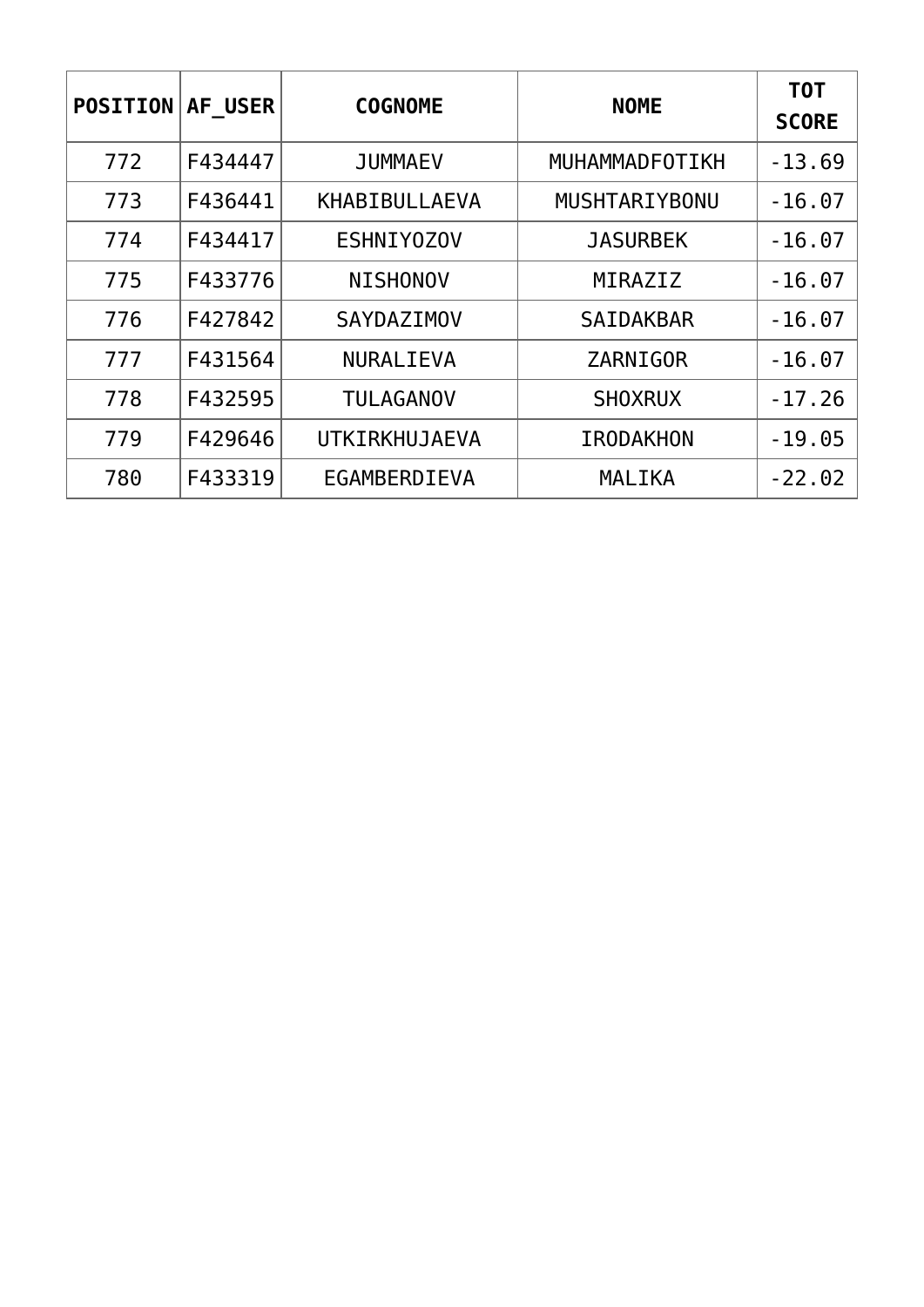| POSITION | AF_USER | COGNOME | NOME | TOT SCORE |
| --- | --- | --- | --- | --- |
| 772 | F434447 | JUMMAEV | MUHAMMADFOTIKH | -13.69 |
| 773 | F436441 | KHABIBULLAEVA | MUSHTARIYBONU | -16.07 |
| 774 | F434417 | ESHNIYOZOV | JASURBEK | -16.07 |
| 775 | F433776 | NISHONOV | MIRAZIZ | -16.07 |
| 776 | F427842 | SAYDAZIMOV | SAIDAKBAR | -16.07 |
| 777 | F431564 | NURALIEVA | ZARNIGOR | -16.07 |
| 778 | F432595 | TULAGANOV | SHOXRUX | -17.26 |
| 779 | F429646 | UTKIRKHUJAEVA | IRODAKHON | -19.05 |
| 780 | F433319 | EGAMBERDIEVA | MALIKA | -22.02 |